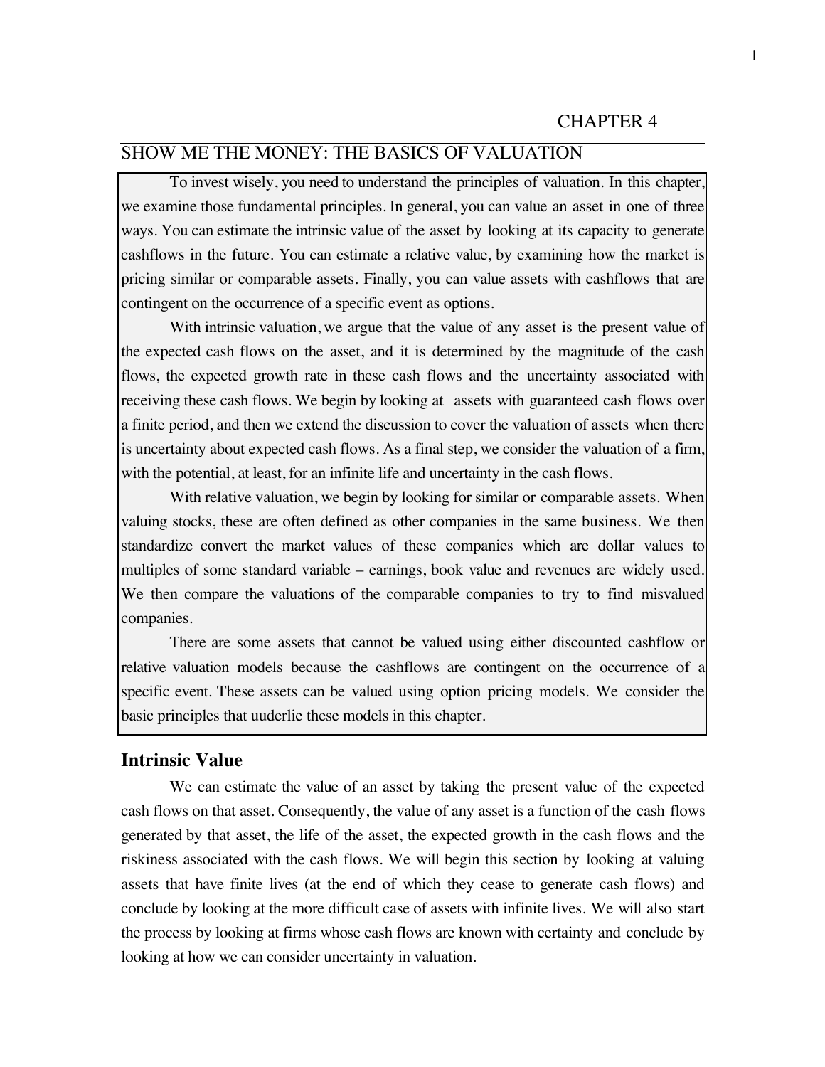# CHAPTER 4

## SHOW ME THE MONEY: THE BASICS OF VALUATION

To invest wisely, you need to understand the principles of valuation. In this chapter, we examine those fundamental principles. In general, you can value an asset in one of three ways. You can estimate the intrinsic value of the asset by looking at its capacity to generate cashflows in the future. You can estimate a relative value, by examining how the market is pricing similar or comparable assets. Finally, you can value assets with cashflows that are contingent on the occurrence of a specific event as options.

With intrinsic valuation, we argue that the value of any asset is the present value of the expected cash flows on the asset, and it is determined by the magnitude of the cash flows, the expected growth rate in these cash flows and the uncertainty associated with receiving these cash flows. We begin by looking at assets with guaranteed cash flows over a finite period, and then we extend the discussion to cover the valuation of assets when there is uncertainty about expected cash flows. As a final step, we consider the valuation of a firm, with the potential, at least, for an infinite life and uncertainty in the cash flows.

With relative valuation, we begin by looking for similar or comparable assets. When valuing stocks, these are often defined as other companies in the same business. We then standardize convert the market values of these companies which are dollar values to multiples of some standard variable – earnings, book value and revenues are widely used. We then compare the valuations of the comparable companies to try to find misvalued companies.

There are some assets that cannot be valued using either discounted cashflow or relative valuation models because the cashflows are contingent on the occurrence of a specific event. These assets can be valued using option pricing models. We consider the basic principles that uuderlie these models in this chapter.

### Intrinsic Value

We can estimate the value of an asset by taking the present value of the expected cash flows on that asset. Consequently, the value of any asset is a function of the cash flows generated by that asset, the life of the asset, the expected growth in the cash flows and the riskiness associated with the cash flows. We will begin this section by looking at valuing assets that have finite lives (at the end of which they cease to generate cash flows) and conclude by looking at the more difficult case of assets with infinite lives. We will also start the process by looking at firms whose cash flows are known with certainty and conclude by looking at how we can consider uncertainty in valuation.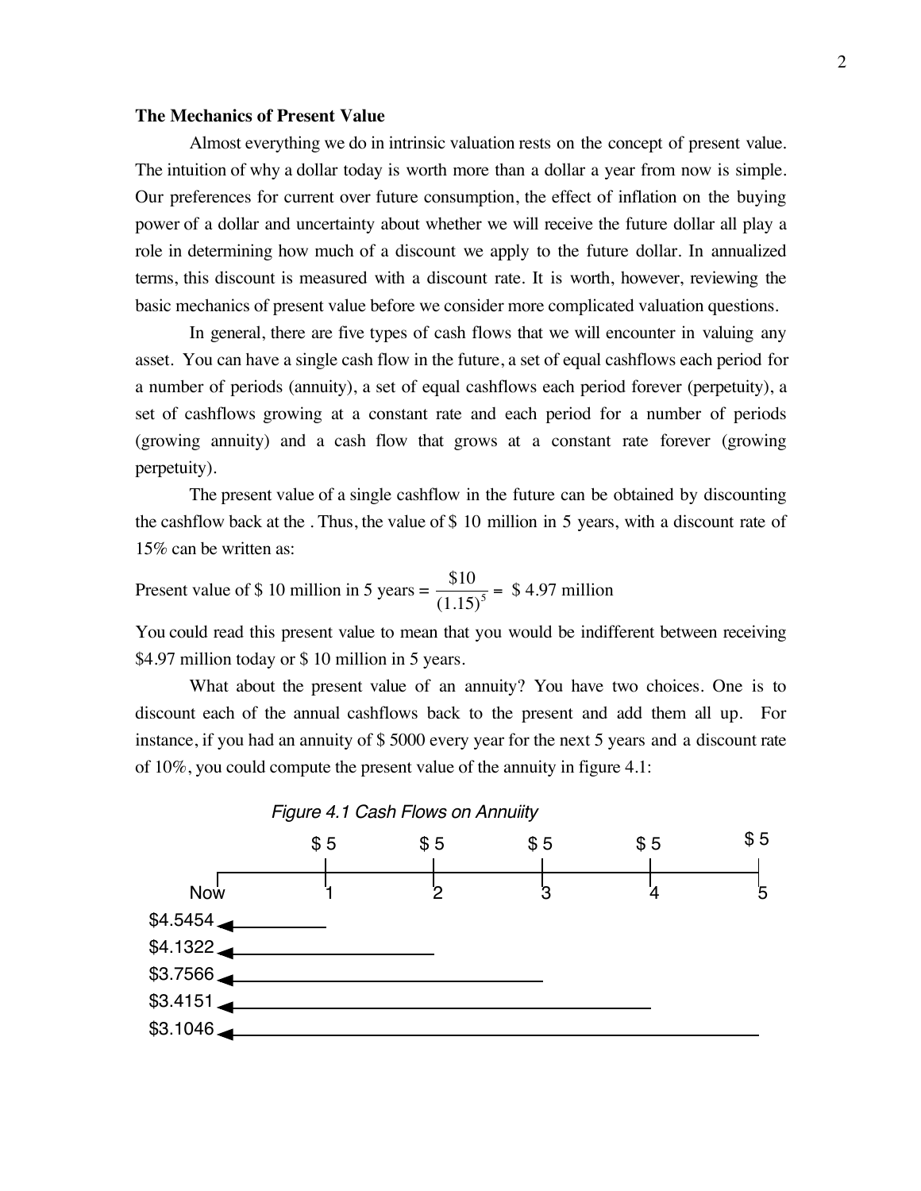**The Mechanics of Present Value**

Almost everything we do in intrinsic valuation rests on the concept of present value. The intuition of why a dollar today is worth more than a dollar a year from now is simple. Our preferences for current over future consumption, the effect of inflation on the buying power of a dollar and uncertainty about whether we will receive the future dollar all play a role in determining how much of a discount we apply to the future dollar. In annualized terms, this discount is measured with a discount rate. It is worth, however, reviewing the basic mechanics of present value before we consider more complicated valuation questions.

In general, there are five types of cash flows that we will encounter in valuing any asset. You can have a single cash flow in the future, a set of equal cashflows each period for a number of periods (annuity), a set of equal cashflows each period forever (perpetuity), a set of cashflows growing at a constant rate and each period for a number of periods (growing annuity) and a cash flow that grows at a constant rate forever (growing perpetuity).

The present value of a single cashflow in the future can be obtained by discounting the cashflow back at the . Thus, the value of \$ 10 million in 5 years, with a discount rate of 15% can be written as:

$$\text{Present value of \$ 10 million in 5 years} = \frac{\$10}{(1.15)^5} = \text{\$ 4.97 million}$$

You could read this present value to mean that you would be indifferent between receiving \$4.97 million today or \$ 10 million in 5 years.

What about the present value of an annuity? You have two choices. One is to discount each of the annual cashflows back to the present and add them all up. For instance, if you had an annuity of \$ 5000 every year for the next 5 years and a discount rate of 10%, you could compute the present value of the annuity in figure 4.1:

*Figure 4.1 Cash Flows on Annuity*

| | Now | 1 | 2 | 3 | 4 | 5 |
|---|---|---|---|---|---|---|
| Cash flow | | \$ 5 | \$ 5 | \$ 5 | \$ 5 | \$ 5 |
| Present value | \$4.5454 ← | ← year 1 | | | | |
| Present value | \$4.1322 ← | | ← year 2 | | | |
| Present value | \$3.7566 ← | | | ← year 3 | | |
| Present value | \$3.4151 ← | | | | ← year 4 | |
| Present value | \$3.1046 ← | | | | | ← year 5 |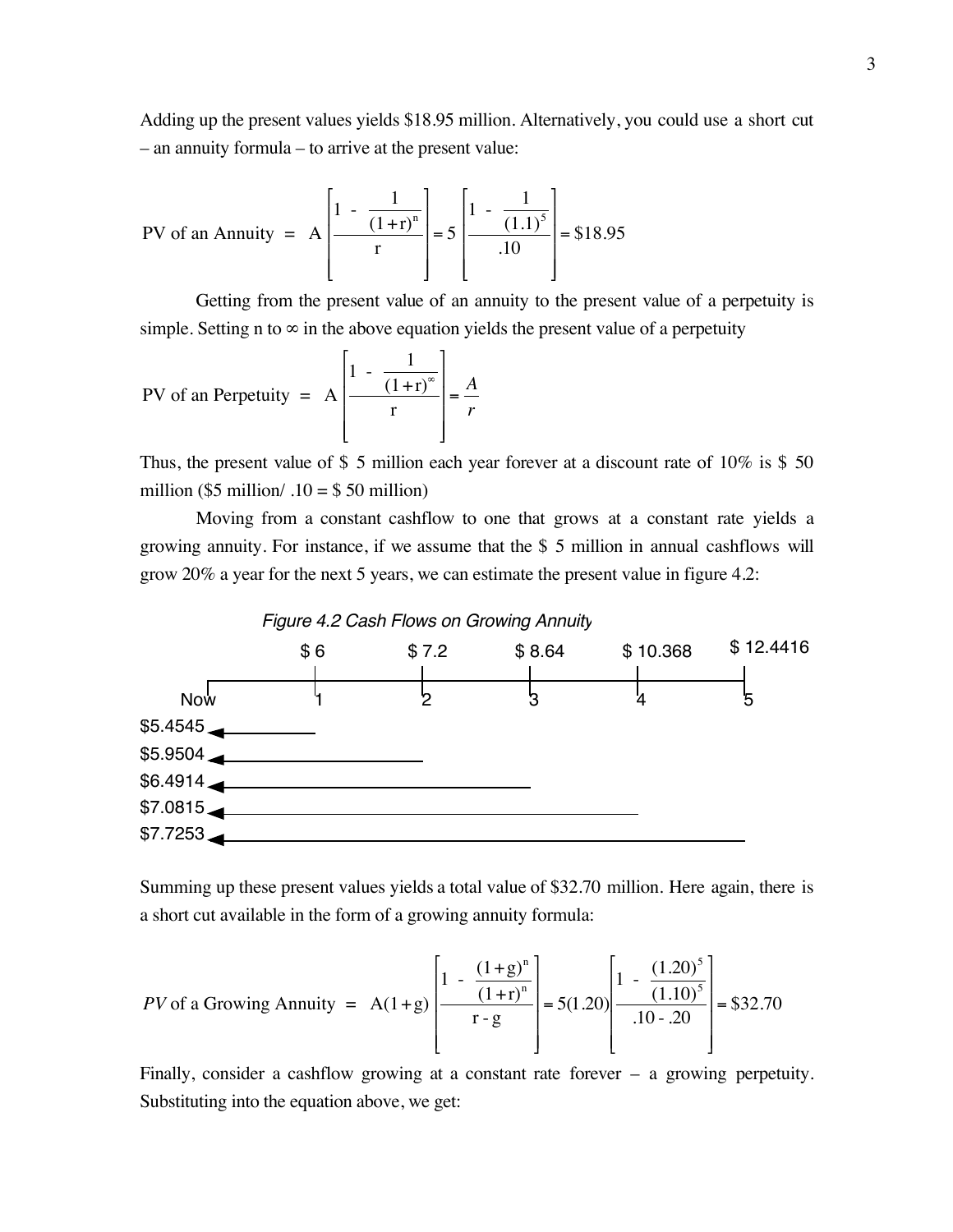Adding up the present values yields \$18.95 million. Alternatively, you could use a short cut – an annuity formula – to arrive at the present value:

$$\text{PV of an Annuity} = A\left[\frac{1 - \frac{1}{(1+r)^n}}{r}\right] = 5\left[\frac{1 - \frac{1}{(1.1)^5}}{.10}\right] = \$18.95$$

Getting from the present value of an annuity to the present value of a perpetuity is simple. Setting n to ∞ in the above equation yields the present value of a perpetuity

$$\text{PV of an Perpetuity} = A\left[\frac{1 - \frac{1}{(1+r)^\infty}}{r}\right] = \frac{A}{r}$$

Thus, the present value of \$ 5 million each year forever at a discount rate of 10% is \$ 50 million (\$5 million/ .10 = \$ 50 million)

Moving from a constant cashflow to one that grows at a constant rate yields a growing annuity. For instance, if we assume that the \$ 5 million in annual cashflows will grow 20% a year for the next 5 years, we can estimate the present value in figure 4.2:

*Figure 4.2 Cash Flows on Growing Annuity*

| | Now | 1 | 2 | 3 | 4 | 5 |
|---|---|---|---|---|---|---|
| Cash flow | | \$ 6 | \$ 7.2 | \$ 8.64 | \$ 10.368 | \$ 12.4416 |
| Present value | | \$5.4545 | \$5.9504 | \$6.4914 | \$7.0815 | \$7.7253 |

Summing up these present values yields a total value of \$32.70 million. Here again, there is a short cut available in the form of a growing annuity formula:

$$PV \text{ of a Growing Annuity} = A(1+g)\left[\frac{1 - \frac{(1+g)^n}{(1+r)^n}}{r - g}\right] = 5(1.20)\left[\frac{1 - \frac{(1.20)^5}{(1.10)^5}}{.10 - .20}\right] = \$32.70$$

Finally, consider a cashflow growing at a constant rate forever – a growing perpetuity. Substituting into the equation above, we get: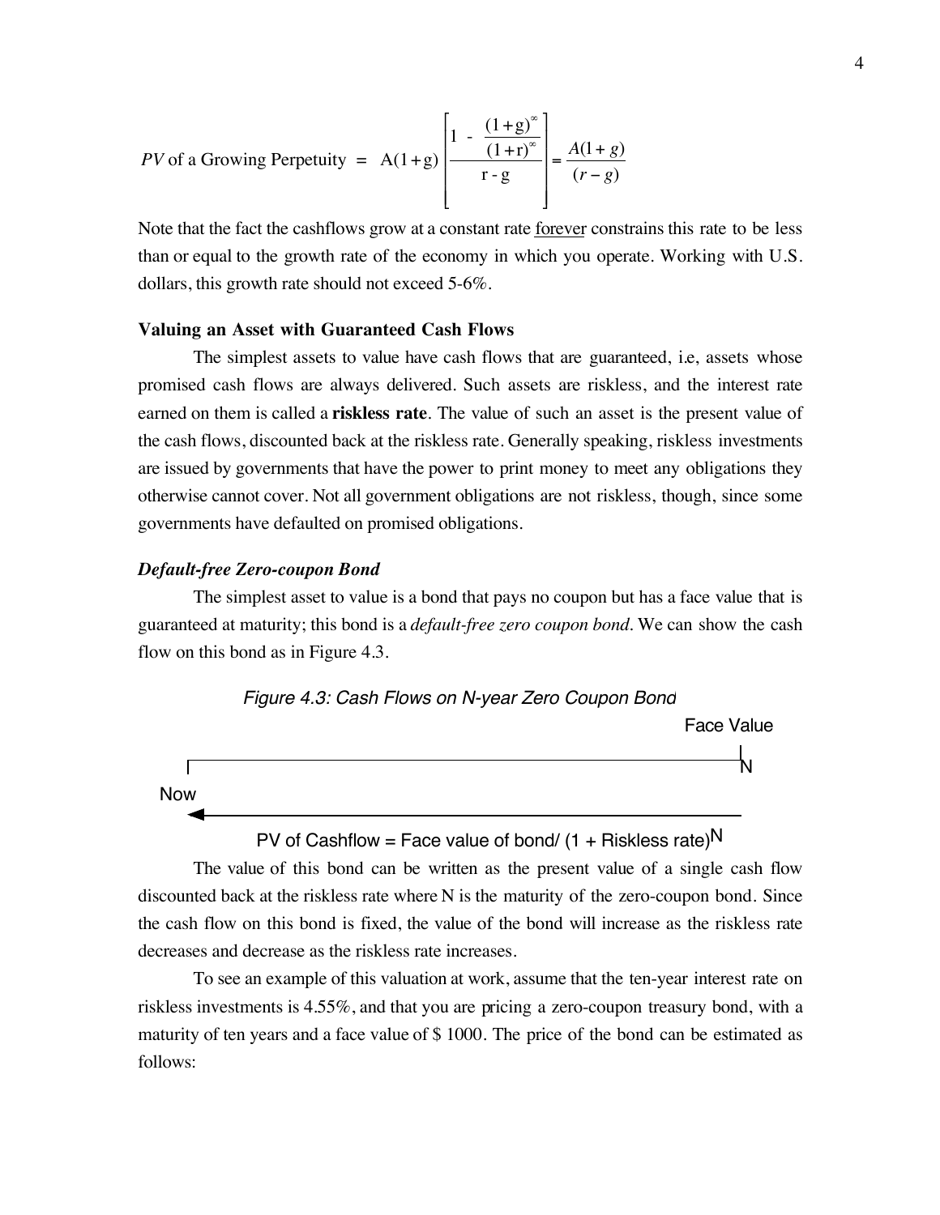$$PV \text{ of a Growing Perpetuity} = A(1+g)\left[\frac{1 - \frac{(1+g)^{\infty}}{(1+r)^{\infty}}}{r - g}\right] = \frac{A(1+g)}{(r-g)}$$

Note that the fact the cashflows grow at a constant rate <u>forever</u> constrains this rate to be less than or equal to the growth rate of the economy in which you operate. Working with U.S. dollars, this growth rate should not exceed 5-6%.

### Valuing an Asset with Guaranteed Cash Flows

The simplest assets to value have cash flows that are guaranteed, i.e, assets whose promised cash flows are always delivered. Such assets are riskless, and the interest rate earned on them is called a **riskless rate**. The value of such an asset is the present value of the cash flows, discounted back at the riskless rate. Generally speaking, riskless investments are issued by governments that have the power to print money to meet any obligations they otherwise cannot cover. Not all government obligations are not riskless, though, since some governments have defaulted on promised obligations.

#### *Default-free Zero-coupon Bond*

The simplest asset to value is a bond that pays no coupon but has a face value that is guaranteed at maturity; this bond is a *default-free zero coupon bond*. We can show the cash flow on this bond as in Figure 4.3.

*Figure 4.3: Cash Flows on N-year Zero Coupon Bond*

Face Value

Now — N

PV of Cashflow = Face value of bond/ (1 + Riskless rate)$^N$

The value of this bond can be written as the present value of a single cash flow discounted back at the riskless rate where N is the maturity of the zero-coupon bond. Since the cash flow on this bond is fixed, the value of the bond will increase as the riskless rate decreases and decrease as the riskless rate increases.

To see an example of this valuation at work, assume that the ten-year interest rate on riskless investments is 4.55%, and that you are pricing a zero-coupon treasury bond, with a maturity of ten years and a face value of $ 1000. The price of the bond can be estimated as follows: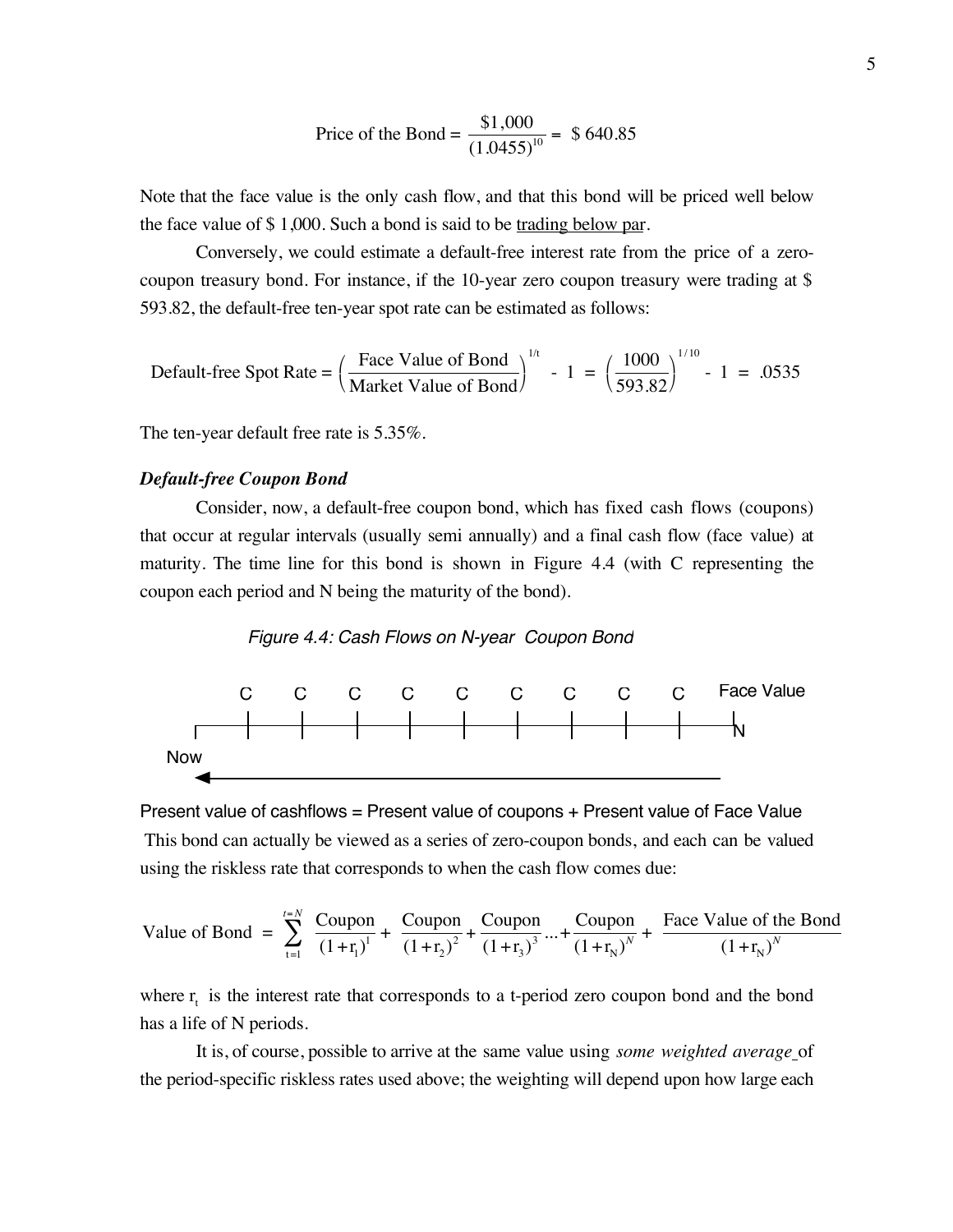$$\text{Price of the Bond} = \frac{\$1{,}000}{(1.0455)^{10}} = \$\ 640.85$$

Note that the face value is the only cash flow, and that this bond will be priced well below the face value of $ 1,000. Such a bond is said to be <u>trading below par</u>.

Conversely, we could estimate a default-free interest rate from the price of a zero-coupon treasury bond. For instance, if the 10-year zero coupon treasury were trading at $ 593.82, the default-free ten-year spot rate can be estimated as follows:

$$\text{Default-free Spot Rate} = \left(\frac{\text{Face Value of Bond}}{\text{Market Value of Bond}}\right)^{1/t} - 1 = \left(\frac{1000}{593.82}\right)^{1/10} - 1 = .0535$$

The ten-year default free rate is 5.35%.

***Default-free Coupon Bond***

Consider, now, a default-free coupon bond, which has fixed cash flows (coupons) that occur at regular intervals (usually semi annually) and a final cash flow (face value) at maturity. The time line for this bond is shown in Figure 4.4 (with C representing the coupon each period and N being the maturity of the bond).

*Figure 4.4: Cash Flows on N-year Coupon Bond*

| Now | C | C | C | C | C | C | C | C | C | Face Value (N) |
|---|---|---|---|---|---|---|---|---|---|---|

Present value of cashflows = Present value of coupons + Present value of Face Value

This bond can actually be viewed as a series of zero-coupon bonds, and each can be valued using the riskless rate that corresponds to when the cash flow comes due:

$$\text{Value of Bond} = \sum_{t=1}^{t=N} \frac{\text{Coupon}}{(1+r_1)^1} + \frac{\text{Coupon}}{(1+r_2)^2} + \frac{\text{Coupon}}{(1+r_3)^3} \ldots + \frac{\text{Coupon}}{(1+r_N)^N} + \frac{\text{Face Value of the Bond}}{(1+r_N)^N}$$

where $r_t$ is the interest rate that corresponds to a t-period zero coupon bond and the bond has a life of N periods.

It is, of course, possible to arrive at the same value using *some weighted average* of the period-specific riskless rates used above; the weighting will depend upon how large each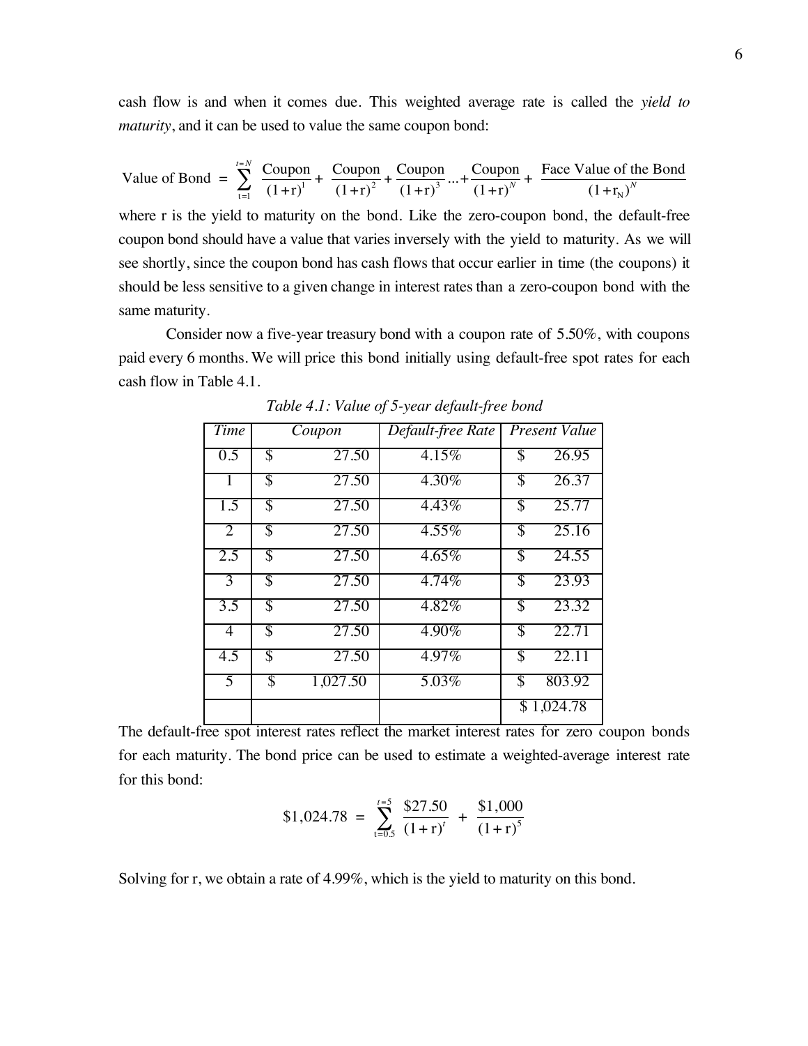cash flow is and when it comes due. This weighted average rate is called the *yield to maturity*, and it can be used to value the same coupon bond:

$$\text{Value of Bond} = \sum_{t=1}^{t=N} \frac{\text{Coupon}}{(1+r)^1} + \frac{\text{Coupon}}{(1+r)^2} + \frac{\text{Coupon}}{(1+r)^3} ... + \frac{\text{Coupon}}{(1+r)^N} + \frac{\text{Face Value of the Bond}}{(1+r_N)^N}$$

where r is the yield to maturity on the bond. Like the zero-coupon bond, the default-free coupon bond should have a value that varies inversely with the yield to maturity. As we will see shortly, since the coupon bond has cash flows that occur earlier in time (the coupons) it should be less sensitive to a given change in interest rates than a zero-coupon bond with the same maturity.

Consider now a five-year treasury bond with a coupon rate of 5.50%, with coupons paid every 6 months. We will price this bond initially using default-free spot rates for each cash flow in Table 4.1.

*Table 4.1: Value of 5-year default-free bond*

| *Time* | *Coupon* | *Default-free Rate* | *Present Value* |
|---|---|---|---|
| 0.5 | $ 27.50 | 4.15% | $ 26.95 |
| 1 | $ 27.50 | 4.30% | $ 26.37 |
| 1.5 | $ 27.50 | 4.43% | $ 25.77 |
| 2 | $ 27.50 | 4.55% | $ 25.16 |
| 2.5 | $ 27.50 | 4.65% | $ 24.55 |
| 3 | $ 27.50 | 4.74% | $ 23.93 |
| 3.5 | $ 27.50 | 4.82% | $ 23.32 |
| 4 | $ 27.50 | 4.90% | $ 22.71 |
| 4.5 | $ 27.50 | 4.97% | $ 22.11 |
| 5 | $ 1,027.50 | 5.03% | $ 803.92 |
| | | | $ 1,024.78 |

The default-free spot interest rates reflect the market interest rates for zero coupon bonds for each maturity. The bond price can be used to estimate a weighted-average interest rate for this bond:

$$\$1{,}024.78 = \sum_{t=0.5}^{t=5} \frac{\$27.50}{(1+r)^t} + \frac{\$1{,}000}{(1+r)^5}$$

Solving for r, we obtain a rate of 4.99%, which is the yield to maturity on this bond.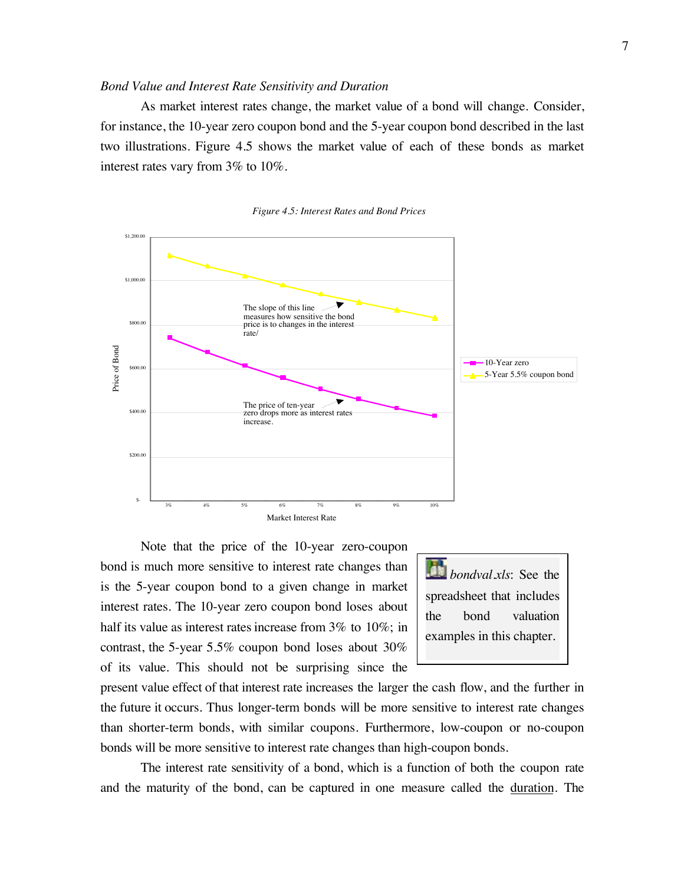*Bond Value and Interest Rate Sensitivity and Duration*

As market interest rates change, the market value of a bond will change. Consider, for instance, the 10-year zero coupon bond and the 5-year coupon bond described in the last two illustrations. Figure 4.5 shows the market value of each of these bonds as market interest rates vary from 3% to 10%.

*Figure 4.5: Interest Rates and Bond Prices*

Note that the price of the 10-year zero-coupon bond is much more sensitive to interest rate changes than is the 5-year coupon bond to a given change in market interest rates. The 10-year zero coupon bond loses about half its value as interest rates increase from 3% to 10%; in contrast, the 5-year 5.5% coupon bond loses about 30% of its value. This should not be surprising since the present value effect of that interest rate increases the larger the cash flow, and the further in the future it occurs. Thus longer-term bonds will be more sensitive to interest rate changes than shorter-term bonds, with similar coupons. Furthermore, low-coupon or no-coupon bonds will be more sensitive to interest rate changes than high-coupon bonds.

> *bondval.xls*: See the spreadsheet that includes the bond valuation examples in this chapter.

The interest rate sensitivity of a bond, which is a function of both the coupon rate and the maturity of the bond, can be captured in one measure called the duration. The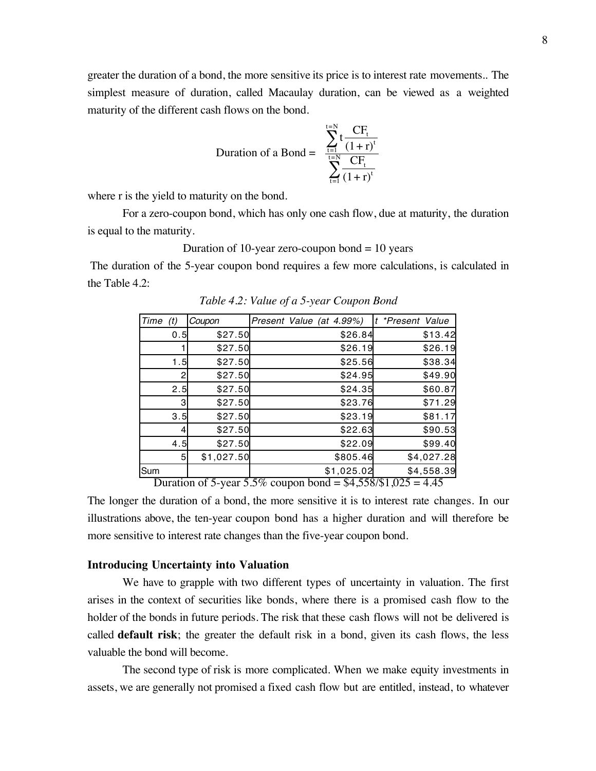greater the duration of a bond, the more sensitive its price is to interest rate movements.. The simplest measure of duration, called Macaulay duration, can be viewed as a weighted maturity of the different cash flows on the bond.

$$\text{Duration of a Bond} = \frac{\sum_{t=1}^{t=N} t \frac{CF_t}{(1+r)^t}}{\sum_{t=1}^{t=N} \frac{CF_t}{(1+r)^t}}$$

where r is the yield to maturity on the bond.

For a zero-coupon bond, which has only one cash flow, due at maturity, the duration is equal to the maturity.

Duration of 10-year zero-coupon bond = 10 years

The duration of the 5-year coupon bond requires a few more calculations, is calculated in the Table 4.2:

*Table 4.2: Value of a 5-year Coupon Bond*

| Time (t) | Coupon | Present Value (at 4.99%) | t *Present Value |
|---|---|---|---|
| 0.5 | $27.50 | $26.84 | $13.42 |
| 1 | $27.50 | $26.19 | $26.19 |
| 1.5 | $27.50 | $25.56 | $38.34 |
| 2 | $27.50 | $24.95 | $49.90 |
| 2.5 | $27.50 | $24.35 | $60.87 |
| 3 | $27.50 | $23.76 | $71.29 |
| 3.5 | $27.50 | $23.19 | $81.17 |
| 4 | $27.50 | $22.63 | $90.53 |
| 4.5 | $27.50 | $22.09 | $99.40 |
| 5 | $1,027.50 | $805.46 | $4,027.28 |
| Sum | | $1,025.02 | $4,558.39 |

Duration of 5-year 5.5% coupon bond = $4,558/$1,025 = 4.45

The longer the duration of a bond, the more sensitive it is to interest rate changes. In our illustrations above, the ten-year coupon bond has a higher duration and will therefore be more sensitive to interest rate changes than the five-year coupon bond.

### Introducing Uncertainty into Valuation

We have to grapple with two different types of uncertainty in valuation. The first arises in the context of securities like bonds, where there is a promised cash flow to the holder of the bonds in future periods. The risk that these cash flows will not be delivered is called **default risk**; the greater the default risk in a bond, given its cash flows, the less valuable the bond will become.

The second type of risk is more complicated. When we make equity investments in assets, we are generally not promised a fixed cash flow but are entitled, instead, to whatever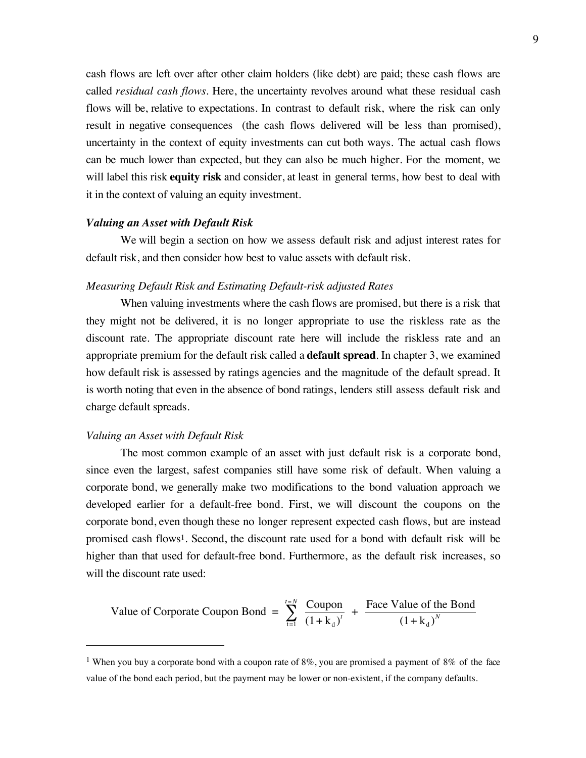cash flows are left over after other claim holders (like debt) are paid; these cash flows are called *residual cash flows*. Here, the uncertainty revolves around what these residual cash flows will be, relative to expectations. In contrast to default risk, where the risk can only result in negative consequences (the cash flows delivered will be less than promised), uncertainty in the context of equity investments can cut both ways. The actual cash flows can be much lower than expected, but they can also be much higher. For the moment, we will label this risk **equity risk** and consider, at least in general terms, how best to deal with it in the context of valuing an equity investment.

### *Valuing an Asset with Default Risk*

We will begin a section on how we assess default risk and adjust interest rates for default risk, and then consider how best to value assets with default risk.

#### *Measuring Default Risk and Estimating Default-risk adjusted Rates*

When valuing investments where the cash flows are promised, but there is a risk that they might not be delivered, it is no longer appropriate to use the riskless rate as the discount rate. The appropriate discount rate here will include the riskless rate and an appropriate premium for the default risk called a **default spread**. In chapter 3, we examined how default risk is assessed by ratings agencies and the magnitude of the default spread. It is worth noting that even in the absence of bond ratings, lenders still assess default risk and charge default spreads.

#### *Valuing an Asset with Default Risk*

The most common example of an asset with just default risk is a corporate bond, since even the largest, safest companies still have some risk of default. When valuing a corporate bond, we generally make two modifications to the bond valuation approach we developed earlier for a default-free bond. First, we will discount the coupons on the corporate bond, even though these no longer represent expected cash flows, but are instead promised cash flows[1]. Second, the discount rate used for a bond with default risk will be higher than that used for default-free bond. Furthermore, as the default risk increases, so will the discount rate used:

$$\text{Value of Corporate Coupon Bond} = \sum_{t=1}^{t=N} \frac{\text{Coupon}}{(1+k_d)^t} + \frac{\text{Face Value of the Bond}}{(1+k_d)^N}$$

---

[1] When you buy a corporate bond with a coupon rate of 8%, you are promised a payment of 8% of the face value of the bond each period, but the payment may be lower or non-existent, if the company defaults.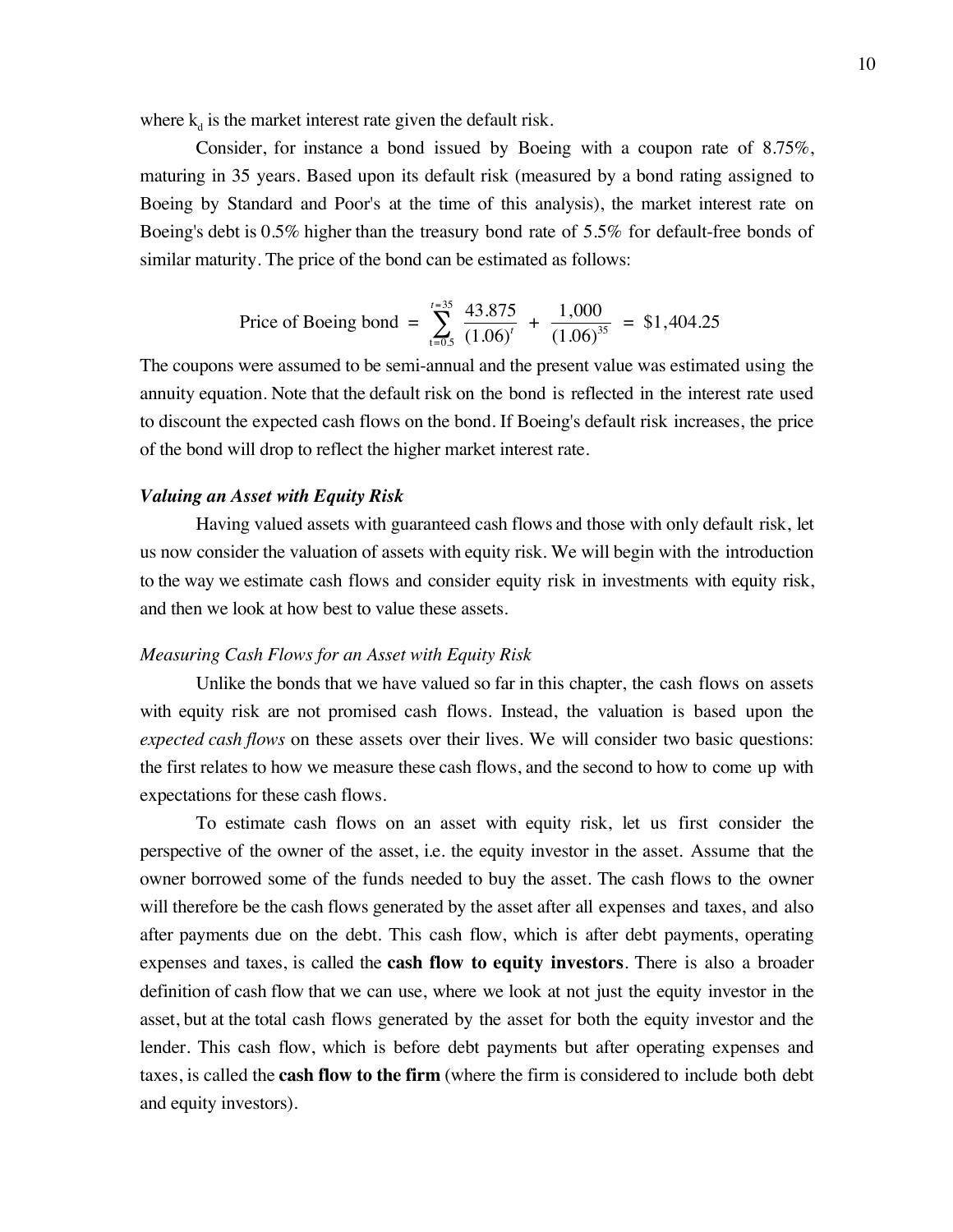where $k_d$ is the market interest rate given the default risk.

Consider, for instance a bond issued by Boeing with a coupon rate of 8.75%, maturing in 35 years. Based upon its default risk (measured by a bond rating assigned to Boeing by Standard and Poor's at the time of this analysis), the market interest rate on Boeing's debt is 0.5% higher than the treasury bond rate of 5.5% for default-free bonds of similar maturity. The price of the bond can be estimated as follows:

$$\text{Price of Boeing bond} = \sum_{t=0.5}^{t=35} \frac{43.875}{(1.06)^t} + \frac{1{,}000}{(1.06)^{35}} = \$1{,}404.25$$

The coupons were assumed to be semi-annual and the present value was estimated using the annuity equation. Note that the default risk on the bond is reflected in the interest rate used to discount the expected cash flows on the bond. If Boeing's default risk increases, the price of the bond will drop to reflect the higher market interest rate.

### *Valuing an Asset with Equity Risk*

Having valued assets with guaranteed cash flows and those with only default risk, let us now consider the valuation of assets with equity risk. We will begin with the introduction to the way we estimate cash flows and consider equity risk in investments with equity risk, and then we look at how best to value these assets.

#### *Measuring Cash Flows for an Asset with Equity Risk*

Unlike the bonds that we have valued so far in this chapter, the cash flows on assets with equity risk are not promised cash flows. Instead, the valuation is based upon the *expected cash flows* on these assets over their lives. We will consider two basic questions: the first relates to how we measure these cash flows, and the second to how to come up with expectations for these cash flows.

To estimate cash flows on an asset with equity risk, let us first consider the perspective of the owner of the asset, i.e. the equity investor in the asset. Assume that the owner borrowed some of the funds needed to buy the asset. The cash flows to the owner will therefore be the cash flows generated by the asset after all expenses and taxes, and also after payments due on the debt. This cash flow, which is after debt payments, operating expenses and taxes, is called the **cash flow to equity investors**. There is also a broader definition of cash flow that we can use, where we look at not just the equity investor in the asset, but at the total cash flows generated by the asset for both the equity investor and the lender. This cash flow, which is before debt payments but after operating expenses and taxes, is called the **cash flow to the firm** (where the firm is considered to include both debt and equity investors).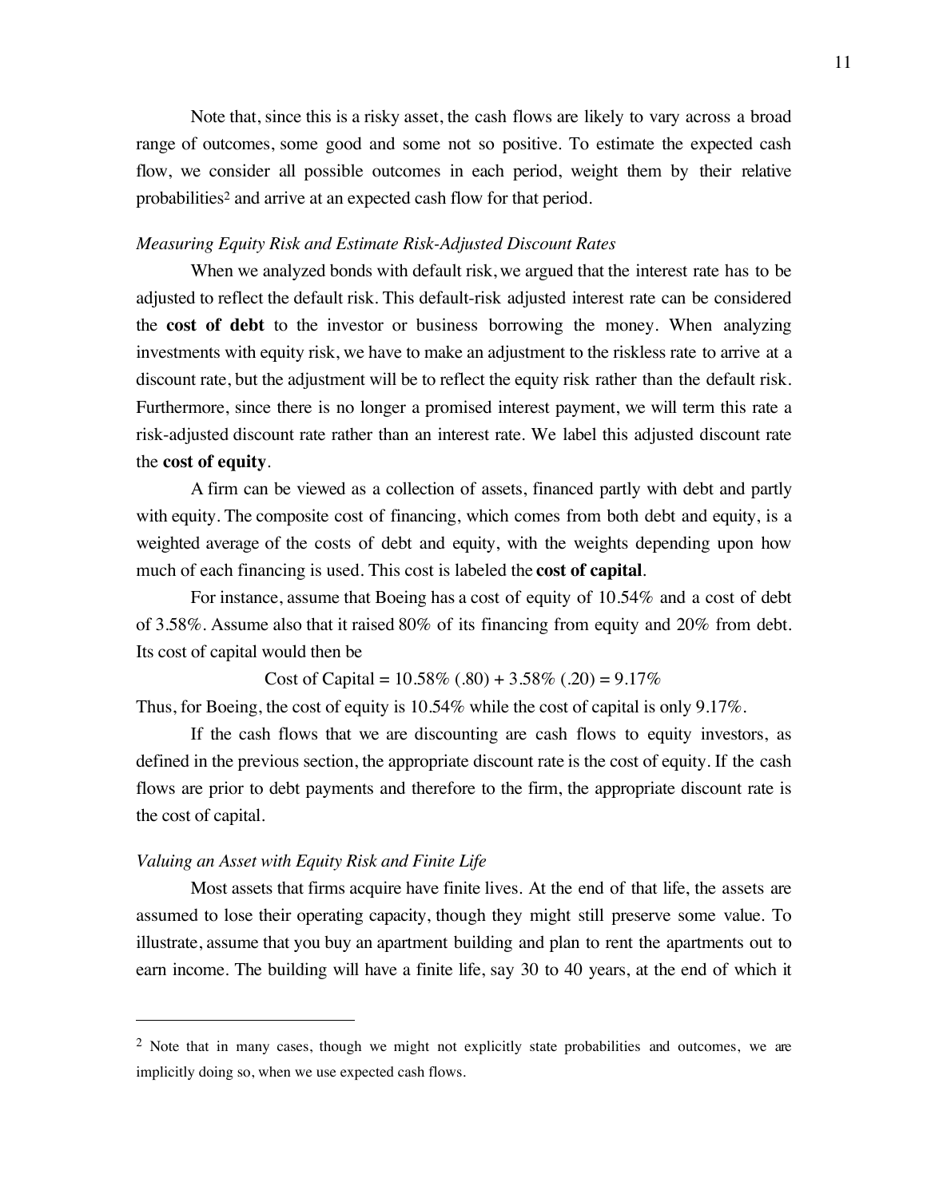Note that, since this is a risky asset, the cash flows are likely to vary across a broad range of outcomes, some good and some not so positive. To estimate the expected cash flow, we consider all possible outcomes in each period, weight them by their relative probabilities[2] and arrive at an expected cash flow for that period.

### *Measuring Equity Risk and Estimate Risk-Adjusted Discount Rates*

When we analyzed bonds with default risk, we argued that the interest rate has to be adjusted to reflect the default risk. This default-risk adjusted interest rate can be considered the **cost of debt** to the investor or business borrowing the money. When analyzing investments with equity risk, we have to make an adjustment to the riskless rate to arrive at a discount rate, but the adjustment will be to reflect the equity risk rather than the default risk. Furthermore, since there is no longer a promised interest payment, we will term this rate a risk-adjusted discount rate rather than an interest rate. We label this adjusted discount rate the **cost of equity**.

A firm can be viewed as a collection of assets, financed partly with debt and partly with equity. The composite cost of financing, which comes from both debt and equity, is a weighted average of the costs of debt and equity, with the weights depending upon how much of each financing is used. This cost is labeled the **cost of capital**.

For instance, assume that Boeing has a cost of equity of 10.54% and a cost of debt of 3.58%. Assume also that it raised 80% of its financing from equity and 20% from debt. Its cost of capital would then be

$$\text{Cost of Capital} = 10.58\% \ (.80) + 3.58\% \ (.20) = 9.17\%$$

Thus, for Boeing, the cost of equity is 10.54% while the cost of capital is only 9.17%.

If the cash flows that we are discounting are cash flows to equity investors, as defined in the previous section, the appropriate discount rate is the cost of equity. If the cash flows are prior to debt payments and therefore to the firm, the appropriate discount rate is the cost of capital.

### *Valuing an Asset with Equity Risk and Finite Life*

Most assets that firms acquire have finite lives. At the end of that life, the assets are assumed to lose their operating capacity, though they might still preserve some value. To illustrate, assume that you buy an apartment building and plan to rent the apartments out to earn income. The building will have a finite life, say 30 to 40 years, at the end of which it

---

[2] Note that in many cases, though we might not explicitly state probabilities and outcomes, we are implicitly doing so, when we use expected cash flows.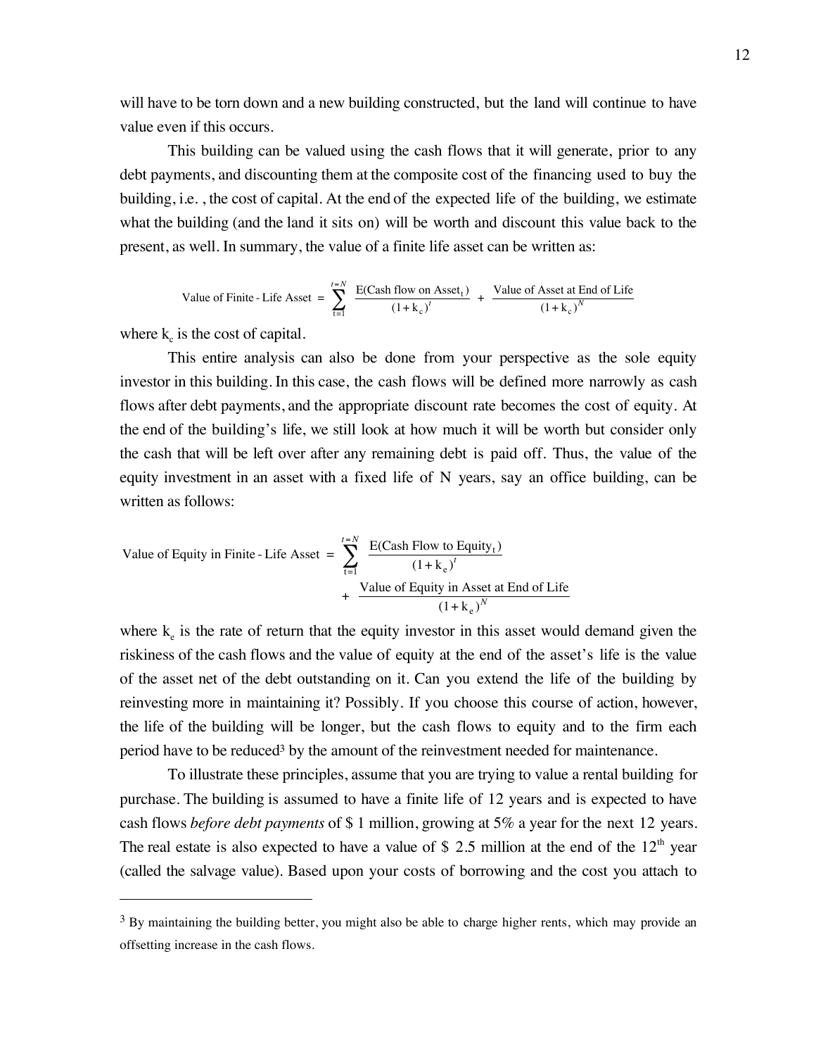will have to be torn down and a new building constructed, but the land will continue to have value even if this occurs.

This building can be valued using the cash flows that it will generate, prior to any debt payments, and discounting them at the composite cost of the financing used to buy the building, i.e. , the cost of capital. At the end of the expected life of the building, we estimate what the building (and the land it sits on) will be worth and discount this value back to the present, as well. In summary, the value of a finite life asset can be written as:

$$\text{Value of Finite - Life Asset} = \sum_{t=1}^{t=N} \frac{\text{E(Cash flow on Asset}_t)}{(1+k_c)^t} + \frac{\text{Value of Asset at End of Life}}{(1+k_c)^N}$$

where $k_c$ is the cost of capital.

This entire analysis can also be done from your perspective as the sole equity investor in this building. In this case, the cash flows will be defined more narrowly as cash flows after debt payments, and the appropriate discount rate becomes the cost of equity. At the end of the building's life, we still look at how much it will be worth but consider only the cash that will be left over after any remaining debt is paid off. Thus, the value of the equity investment in an asset with a fixed life of N years, say an office building, can be written as follows:

$$\text{Value of Equity in Finite - Life Asset} = \sum_{t=1}^{t=N} \frac{\text{E(Cash Flow to Equity}_t)}{(1+k_e)^t} + \frac{\text{Value of Equity in Asset at End of Life}}{(1+k_e)^N}$$

where $k_e$ is the rate of return that the equity investor in this asset would demand given the riskiness of the cash flows and the value of equity at the end of the asset's life is the value of the asset net of the debt outstanding on it. Can you extend the life of the building by reinvesting more in maintaining it? Possibly. If you choose this course of action, however, the life of the building will be longer, but the cash flows to equity and to the firm each period have to be reduced[3] by the amount of the reinvestment needed for maintenance.

To illustrate these principles, assume that you are trying to value a rental building for purchase. The building is assumed to have a finite life of 12 years and is expected to have cash flows *before debt payments* of \$ 1 million, growing at 5% a year for the next 12 years. The real estate is also expected to have a value of \$ 2.5 million at the end of the 12th year (called the salvage value). Based upon your costs of borrowing and the cost you attach to

[3] By maintaining the building better, you might also be able to charge higher rents, which may provide an offsetting increase in the cash flows.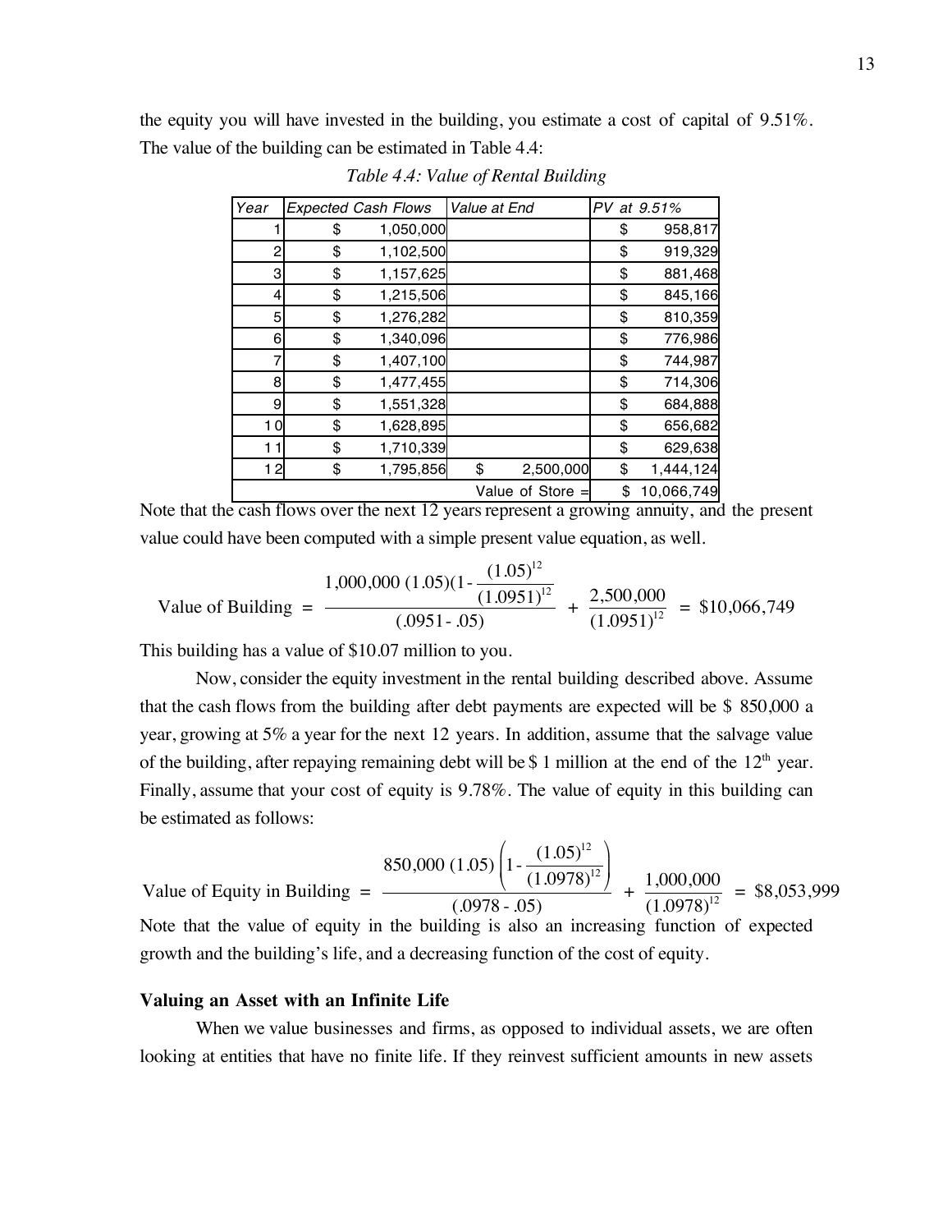the equity you will have invested in the building, you estimate a cost of capital of 9.51%. The value of the building can be estimated in Table 4.4:

*Table 4.4: Value of Rental Building*

| Year | Expected Cash Flows | Value at End | PV at 9.51% |
|---|---|---|---|
| 1 | $ 1,050,000 | | $ 958,817 |
| 2 | $ 1,102,500 | | $ 919,329 |
| 3 | $ 1,157,625 | | $ 881,468 |
| 4 | $ 1,215,506 | | $ 845,166 |
| 5 | $ 1,276,282 | | $ 810,359 |
| 6 | $ 1,340,096 | | $ 776,986 |
| 7 | $ 1,407,100 | | $ 744,987 |
| 8 | $ 1,477,455 | | $ 714,306 |
| 9 | $ 1,551,328 | | $ 684,888 |
| 10 | $ 1,628,895 | | $ 656,682 |
| 11 | $ 1,710,339 | | $ 629,638 |
| 12 | $ 1,795,856 | $ 2,500,000 | $ 1,444,124 |
| | | Value of Store = | $ 10,066,749 |

Note that the cash flows over the next 12 years represent a growing annuity, and the present value could have been computed with a simple present value equation, as well.

$$\text{Value of Building} = \frac{1{,}000{,}000\,(1.05)\left(1 - \frac{(1.05)^{12}}{(1.0951)^{12}}\right)}{(.0951 - .05)} + \frac{2{,}500{,}000}{(1.0951)^{12}} = \$10{,}066{,}749$$

This building has a value of $10.07 million to you.

Now, consider the equity investment in the rental building described above. Assume that the cash flows from the building after debt payments are expected will be $ 850,000 a year, growing at 5% a year for the next 12 years. In addition, assume that the salvage value of the building, after repaying remaining debt will be $ 1 million at the end of the 12th year. Finally, assume that your cost of equity is 9.78%. The value of equity in this building can be estimated as follows:

$$\text{Value of Equity in Building} = \frac{850{,}000\,(1.05)\left(1 - \frac{(1.05)^{12}}{(1.0978)^{12}}\right)}{(.0978 - .05)} + \frac{1{,}000{,}000}{(1.0978)^{12}} = \$8{,}053{,}999$$

Note that the value of equity in the building is also an increasing function of expected growth and the building's life, and a decreasing function of the cost of equity.

### Valuing an Asset with an Infinite Life

When we value businesses and firms, as opposed to individual assets, we are often looking at entities that have no finite life. If they reinvest sufficient amounts in new assets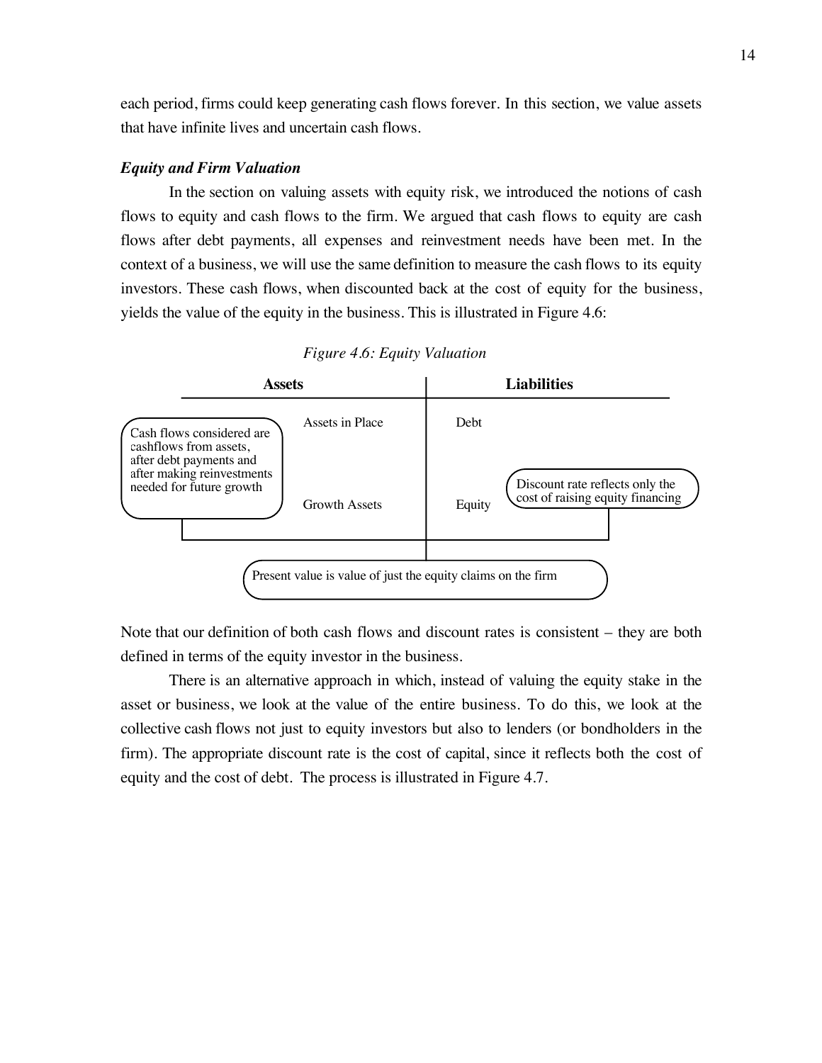each period, firms could keep generating cash flows forever. In this section, we value assets that have infinite lives and uncertain cash flows.

***Equity and Firm Valuation***

In the section on valuing assets with equity risk, we introduced the notions of cash flows to equity and cash flows to the firm. We argued that cash flows to equity are cash flows after debt payments, all expenses and reinvestment needs have been met. In the context of a business, we will use the same definition to measure the cash flows to its equity investors. These cash flows, when discounted back at the cost of equity for the business, yields the value of the equity in the business. This is illustrated in Figure 4.6:

*Figure 4.6: Equity Valuation*

| Assets | Liabilities |
| --- | --- |
| Assets in Place | Debt |
| Growth Assets | Equity |

Cash flows considered are cashflows from assets, after debt payments and after making reinvestments needed for future growth

Discount rate reflects only the cost of raising equity financing

Present value is value of just the equity claims on the firm

Note that our definition of both cash flows and discount rates is consistent – they are both defined in terms of the equity investor in the business.

There is an alternative approach in which, instead of valuing the equity stake in the asset or business, we look at the value of the entire business. To do this, we look at the collective cash flows not just to equity investors but also to lenders (or bondholders in the firm). The appropriate discount rate is the cost of capital, since it reflects both the cost of equity and the cost of debt. The process is illustrated in Figure 4.7.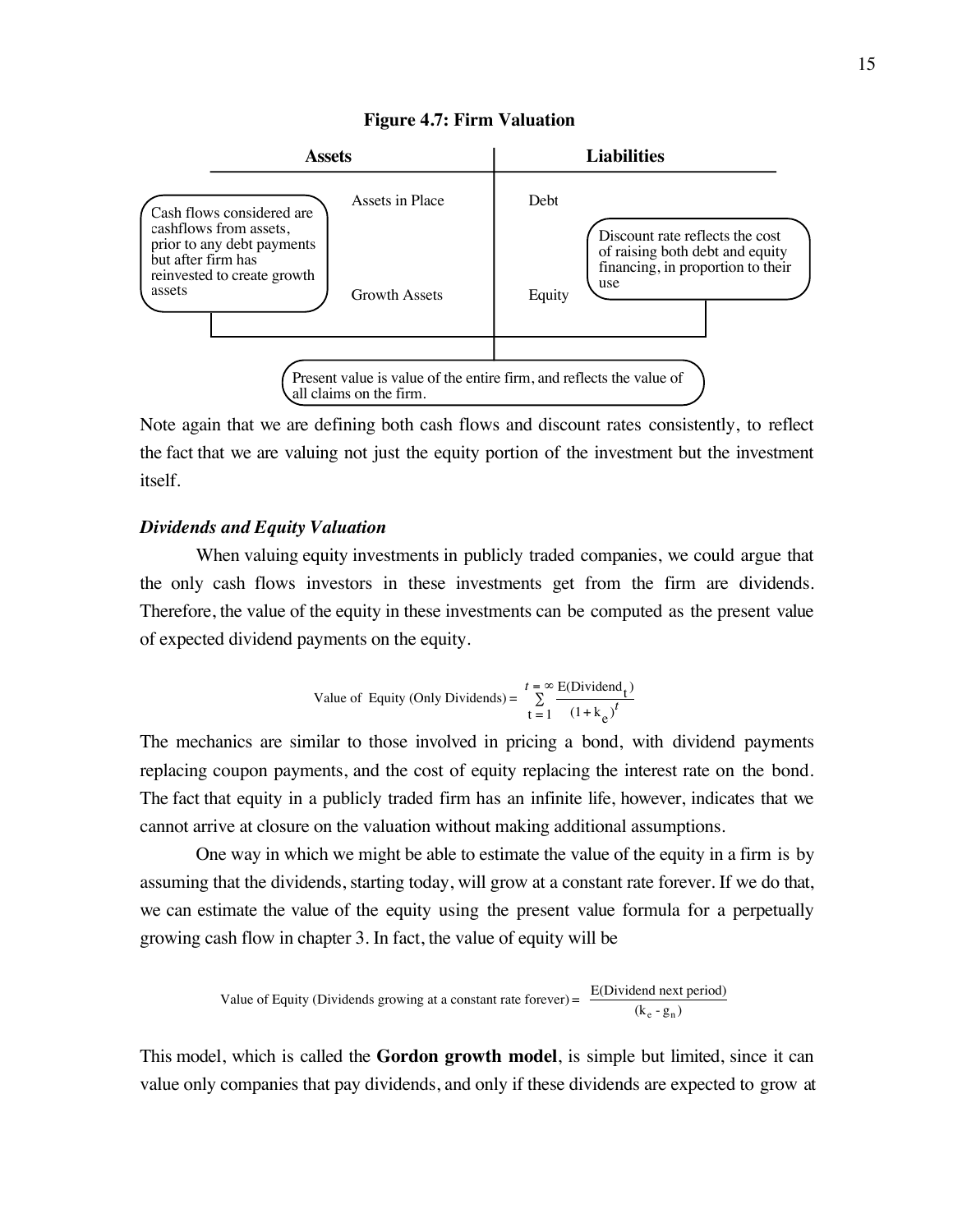**Figure 4.7: Firm Valuation**

| Assets | | Liabilities | |
|---|---|---|---|
| Cash flows considered are cashflows from assets, prior to any debt payments but after firm has reinvested to create growth assets | Assets in Place | Debt | Discount rate reflects the cost of raising both debt and equity financing, in proportion to their use |
| | Growth Assets | Equity | |

Present value is value of the entire firm, and reflects the value of all claims on the firm.

Note again that we are defining both cash flows and discount rates consistently, to reflect the fact that we are valuing not just the equity portion of the investment but the investment itself.

### *Dividends and Equity Valuation*

When valuing equity investments in publicly traded companies, we could argue that the only cash flows investors in these investments get from the firm are dividends. Therefore, the value of the equity in these investments can be computed as the present value of expected dividend payments on the equity.

$$\text{Value of Equity (Only Dividends)} = \sum_{t=1}^{t=\infty} \frac{E(\text{Dividend}_t)}{(1+k_e)^t}$$

The mechanics are similar to those involved in pricing a bond, with dividend payments replacing coupon payments, and the cost of equity replacing the interest rate on the bond. The fact that equity in a publicly traded firm has an infinite life, however, indicates that we cannot arrive at closure on the valuation without making additional assumptions.

One way in which we might be able to estimate the value of the equity in a firm is by assuming that the dividends, starting today, will grow at a constant rate forever. If we do that, we can estimate the value of the equity using the present value formula for a perpetually growing cash flow in chapter 3. In fact, the value of equity will be

$$\text{Value of Equity (Dividends growing at a constant rate forever)} = \frac{\text{E(Dividend next period)}}{(k_e - g_n)}$$

This model, which is called the **Gordon growth model**, is simple but limited, since it can value only companies that pay dividends, and only if these dividends are expected to grow at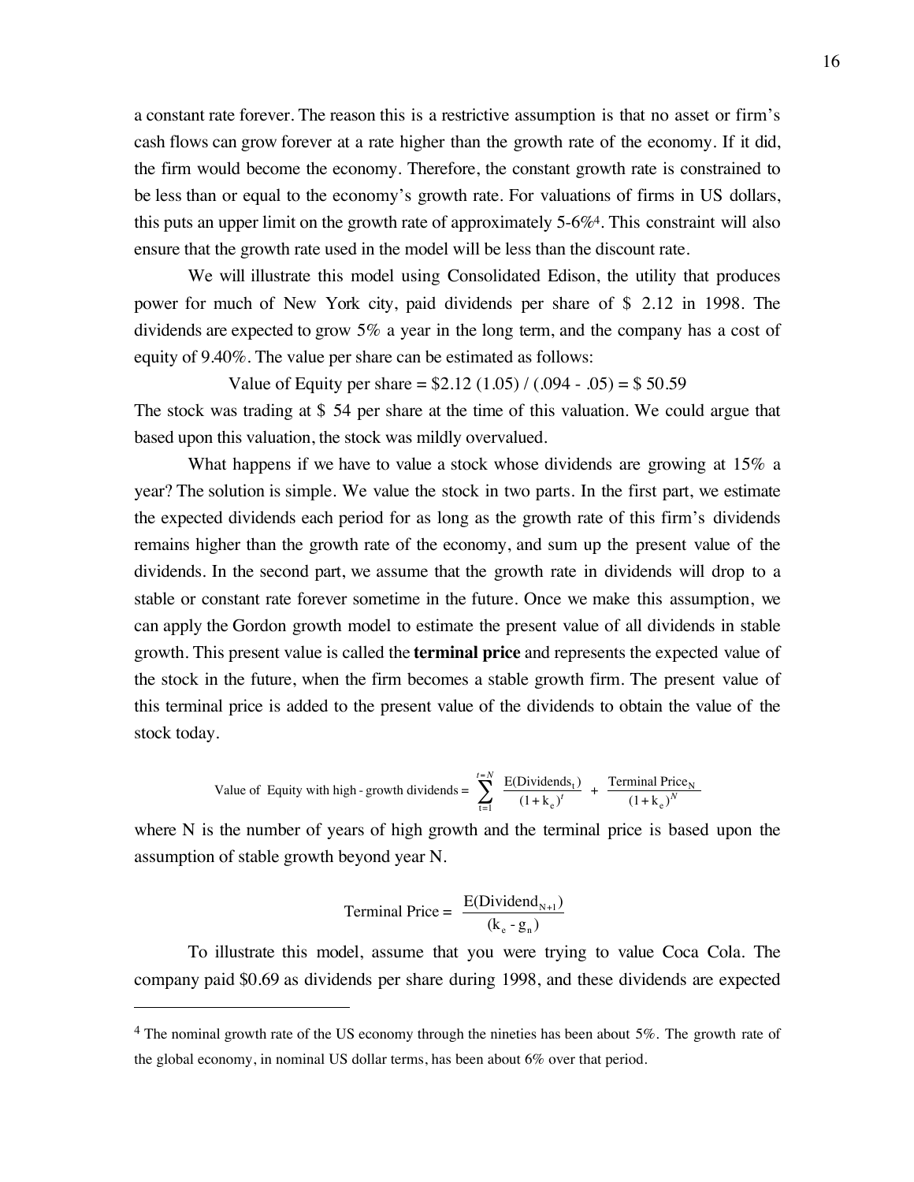a constant rate forever. The reason this is a restrictive assumption is that no asset or firm's cash flows can grow forever at a rate higher than the growth rate of the economy. If it did, the firm would become the economy. Therefore, the constant growth rate is constrained to be less than or equal to the economy's growth rate. For valuations of firms in US dollars, this puts an upper limit on the growth rate of approximately 5-6%[4]. This constraint will also ensure that the growth rate used in the model will be less than the discount rate.

We will illustrate this model using Consolidated Edison, the utility that produces power for much of New York city, paid dividends per share of \$ 2.12 in 1998. The dividends are expected to grow 5% a year in the long term, and the company has a cost of equity of 9.40%. The value per share can be estimated as follows:

$$\text{Value of Equity per share} = \$2.12\ (1.05) / (.094 - .05) = \$\ 50.59$$

The stock was trading at \$ 54 per share at the time of this valuation. We could argue that based upon this valuation, the stock was mildly overvalued.

What happens if we have to value a stock whose dividends are growing at 15% a year? The solution is simple. We value the stock in two parts. In the first part, we estimate the expected dividends each period for as long as the growth rate of this firm's dividends remains higher than the growth rate of the economy, and sum up the present value of the dividends. In the second part, we assume that the growth rate in dividends will drop to a stable or constant rate forever sometime in the future. Once we make this assumption, we can apply the Gordon growth model to estimate the present value of all dividends in stable growth. This present value is called the **terminal price** and represents the expected value of the stock in the future, when the firm becomes a stable growth firm. The present value of this terminal price is added to the present value of the dividends to obtain the value of the stock today.

$$\text{Value of Equity with high-growth dividends} = \sum_{t=1}^{t=N} \frac{\text{E(Dividends}_t)}{(1+k_e)^t} + \frac{\text{Terminal Price}_N}{(1+k_e)^N}$$

where N is the number of years of high growth and the terminal price is based upon the assumption of stable growth beyond year N.

$$\text{Terminal Price} = \frac{\text{E(Dividend}_{N+1})}{(k_e - g_n)}$$

To illustrate this model, assume that you were trying to value Coca Cola. The company paid \$0.69 as dividends per share during 1998, and these dividends are expected

---

[4] The nominal growth rate of the US economy through the nineties has been about 5%. The growth rate of the global economy, in nominal US dollar terms, has been about 6% over that period.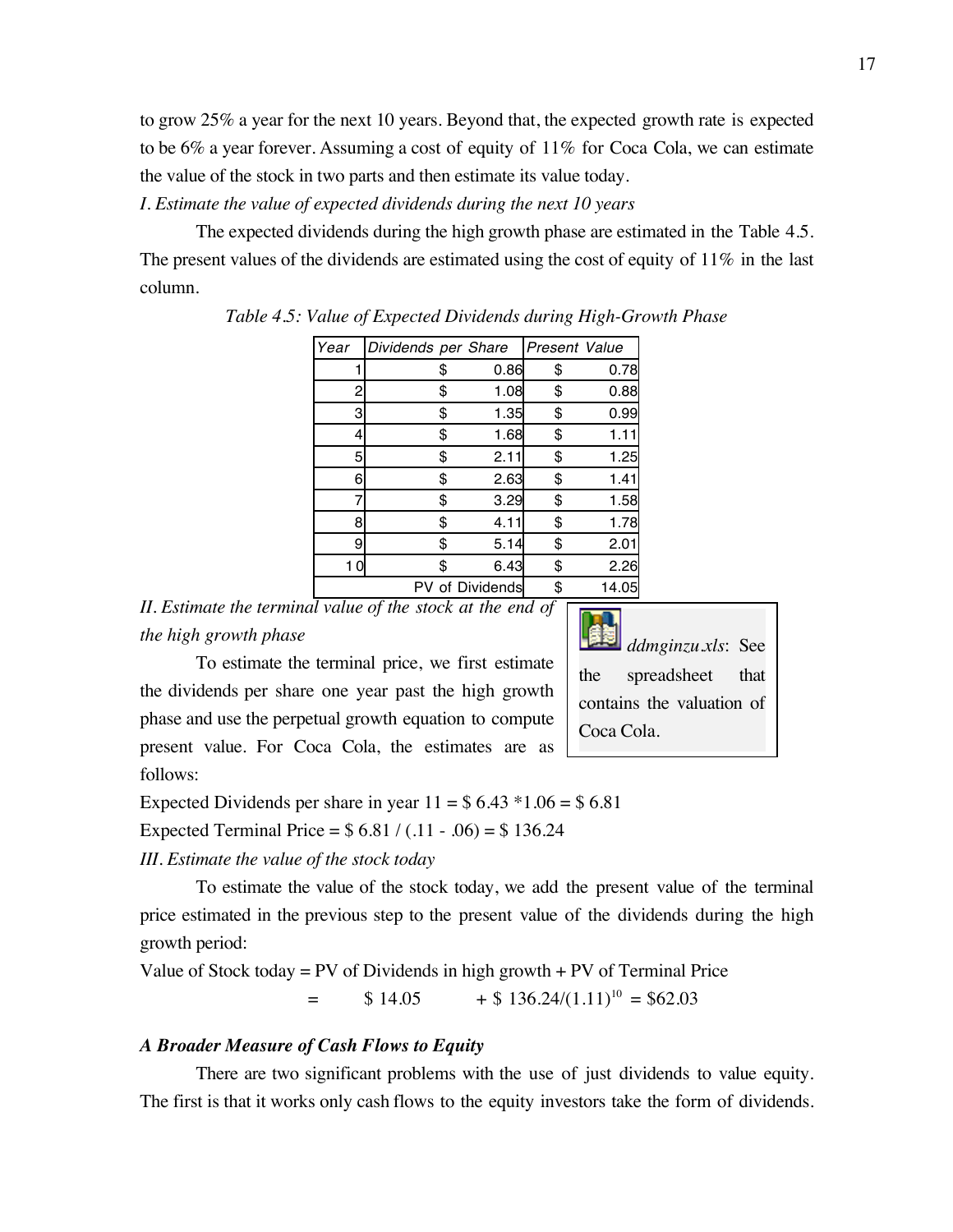to grow 25% a year for the next 10 years. Beyond that, the expected growth rate is expected to be 6% a year forever. Assuming a cost of equity of 11% for Coca Cola, we can estimate the value of the stock in two parts and then estimate its value today.

*I. Estimate the value of expected dividends during the next 10 years*

The expected dividends during the high growth phase are estimated in the Table 4.5. The present values of the dividends are estimated using the cost of equity of 11% in the last column.

*Table 4.5: Value of Expected Dividends during High-Growth Phase*

| Year | Dividends per Share | Present Value |
|---|---|---|
| 1 | $ 0.86 | $ 0.78 |
| 2 | $ 1.08 | $ 0.88 |
| 3 | $ 1.35 | $ 0.99 |
| 4 | $ 1.68 | $ 1.11 |
| 5 | $ 2.11 | $ 1.25 |
| 6 | $ 2.63 | $ 1.41 |
| 7 | $ 3.29 | $ 1.58 |
| 8 | $ 4.11 | $ 1.78 |
| 9 | $ 5.14 | $ 2.01 |
| 10 | $ 6.43 | $ 2.26 |
| | PV of Dividends | $ 14.05 |

*II. Estimate the terminal value of the stock at the end of the high growth phase*

*ddmginzu.xls*: See the spreadsheet that contains the valuation of Coca Cola.

To estimate the terminal price, we first estimate the dividends per share one year past the high growth phase and use the perpetual growth equation to compute present value. For Coca Cola, the estimates are as follows:

Expected Dividends per share in year 11 = \$ 6.43 *1.06 = \$ 6.81

Expected Terminal Price = \$ 6.81 / (.11 - .06) = \$ 136.24

*III. Estimate the value of the stock today*

To estimate the value of the stock today, we add the present value of the terminal price estimated in the previous step to the present value of the dividends during the high growth period:

Value of Stock today = PV of Dividends in high growth + PV of Terminal Price

$$= \$\,14.05 + \$\,136.24/(1.11)^{10} = \$62.03$$

### *A Broader Measure of Cash Flows to Equity*

There are two significant problems with the use of just dividends to value equity. The first is that it works only cash flows to the equity investors take the form of dividends.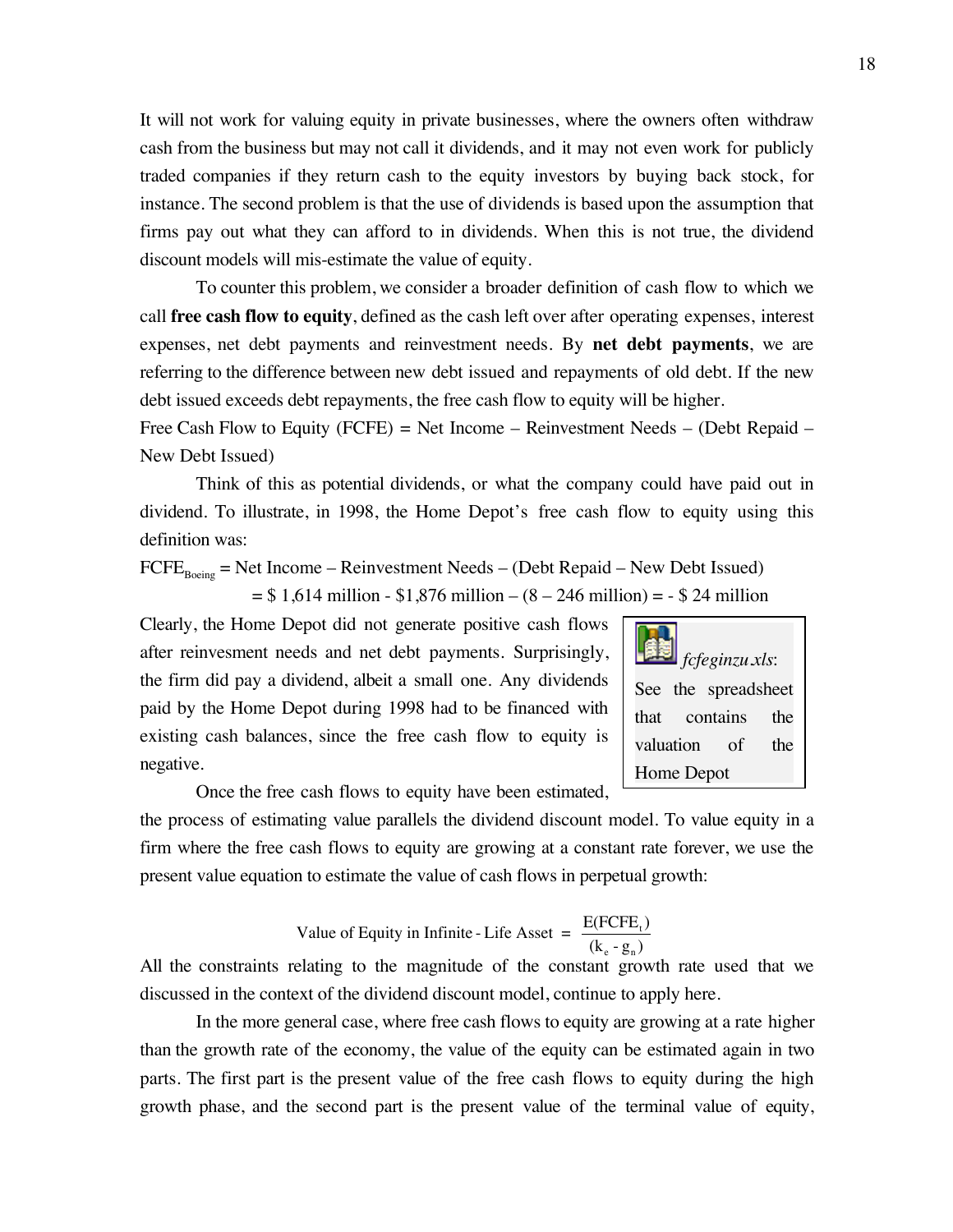It will not work for valuing equity in private businesses, where the owners often withdraw cash from the business but may not call it dividends, and it may not even work for publicly traded companies if they return cash to the equity investors by buying back stock, for instance. The second problem is that the use of dividends is based upon the assumption that firms pay out what they can afford to in dividends. When this is not true, the dividend discount models will mis-estimate the value of equity.

To counter this problem, we consider a broader definition of cash flow to which we call **free cash flow to equity**, defined as the cash left over after operating expenses, interest expenses, net debt payments and reinvestment needs. By **net debt payments**, we are referring to the difference between new debt issued and repayments of old debt. If the new debt issued exceeds debt repayments, the free cash flow to equity will be higher.

Free Cash Flow to Equity (FCFE) = Net Income – Reinvestment Needs – (Debt Repaid – New Debt Issued)

Think of this as potential dividends, or what the company could have paid out in dividend. To illustrate, in 1998, the Home Depot's free cash flow to equity using this definition was:

$FCFE_{Boeing}$ = Net Income – Reinvestment Needs – (Debt Repaid – New Debt Issued)

= \$ 1,614 million - \$1,876 million – (8 – 246 million) = - \$ 24 million

Clearly, the Home Depot did not generate positive cash flows after reinvesment needs and net debt payments. Surprisingly, the firm did pay a dividend, albeit a small one. Any dividends paid by the Home Depot during 1998 had to be financed with existing cash balances, since the free cash flow to equity is negative.

> *fcfeginzu.xls*: See the spreadsheet that contains the valuation of the Home Depot

Once the free cash flows to equity have been estimated, the process of estimating value parallels the dividend discount model. To value equity in a firm where the free cash flows to equity are growing at a constant rate forever, we use the present value equation to estimate the value of cash flows in perpetual growth:

$$\text{Value of Equity in Infinite-Life Asset} = \frac{E(FCFE_t)}{(k_e - g_n)}$$

All the constraints relating to the magnitude of the constant growth rate used that we discussed in the context of the dividend discount model, continue to apply here.

In the more general case, where free cash flows to equity are growing at a rate higher than the growth rate of the economy, the value of the equity can be estimated again in two parts. The first part is the present value of the free cash flows to equity during the high growth phase, and the second part is the present value of the terminal value of equity,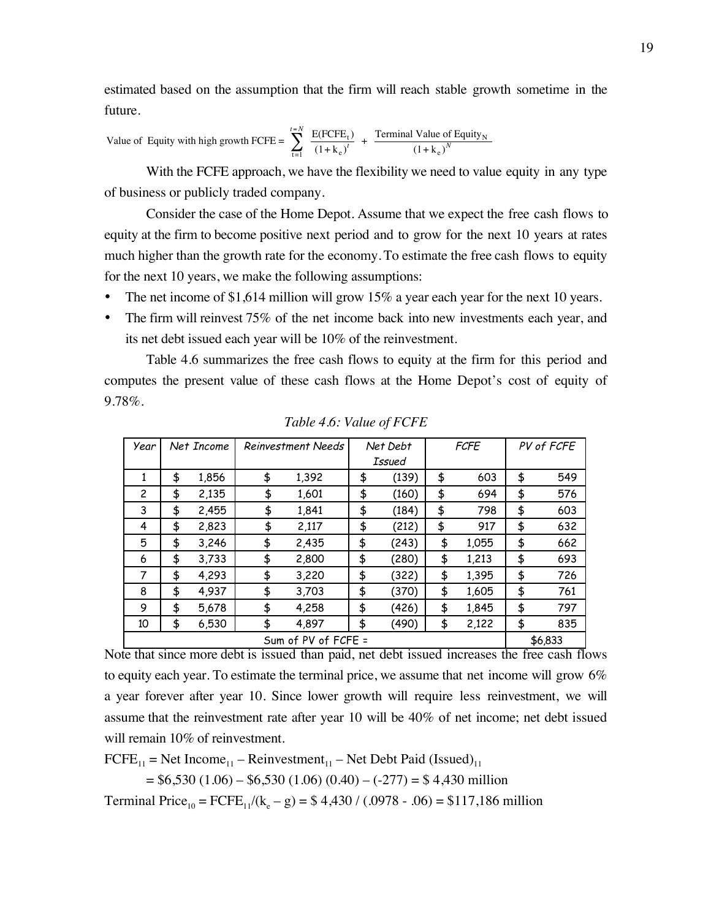estimated based on the assumption that the firm will reach stable growth sometime in the future.

$$\text{Value of Equity with high growth FCFE} = \sum_{t=1}^{t=N} \frac{E(FCFE_t)}{(1+k_e)^t} + \frac{\text{Terminal Value of Equity}_N}{(1+k_e)^N}$$

With the FCFE approach, we have the flexibility we need to value equity in any type of business or publicly traded company.

Consider the case of the Home Depot. Assume that we expect the free cash flows to equity at the firm to become positive next period and to grow for the next 10 years at rates much higher than the growth rate for the economy. To estimate the free cash flows to equity for the next 10 years, we make the following assumptions:

- The net income of $1,614 million will grow 15% a year each year for the next 10 years.
- The firm will reinvest 75% of the net income back into new investments each year, and its net debt issued each year will be 10% of the reinvestment.

Table 4.6 summarizes the free cash flows to equity at the firm for this period and computes the present value of these cash flows at the Home Depot's cost of equity of 9.78%.

*Table 4.6: Value of FCFE*

| Year | Net Income | Reinvestment Needs | Net Debt Issued | FCFE | PV of FCFE |
|---|---|---|---|---|---|
| 1 | $ 1,856 | $ 1,392 | $ (139) | $ 603 | $ 549 |
| 2 | $ 2,135 | $ 1,601 | $ (160) | $ 694 | $ 576 |
| 3 | $ 2,455 | $ 1,841 | $ (184) | $ 798 | $ 603 |
| 4 | $ 2,823 | $ 2,117 | $ (212) | $ 917 | $ 632 |
| 5 | $ 3,246 | $ 2,435 | $ (243) | $ 1,055 | $ 662 |
| 6 | $ 3,733 | $ 2,800 | $ (280) | $ 1,213 | $ 693 |
| 7 | $ 4,293 | $ 3,220 | $ (322) | $ 1,395 | $ 726 |
| 8 | $ 4,937 | $ 3,703 | $ (370) | $ 1,605 | $ 761 |
| 9 | $ 5,678 | $ 4,258 | $ (426) | $ 1,845 | $ 797 |
| 10 | $ 6,530 | $ 4,897 | $ (490) | $ 2,122 | $ 835 |
| Sum of PV of FCFE = | | | | | $6,833 |

Note that since more debt is issued than paid, net debt issued increases the free cash flows to equity each year. To estimate the terminal price, we assume that net income will grow 6% a year forever after year 10. Since lower growth will require less reinvestment, we will assume that the reinvestment rate after year 10 will be 40% of net income; net debt issued will remain 10% of reinvestment.

$FCFE_{11}$ = Net $Income_{11}$ – $Reinvestment_{11}$ – Net Debt Paid $(Issued)_{11}$

= $6,530 (1.06) – $6,530 (1.06) (0.40) – (-277) = $ 4,430 million

Terminal $Price_{10}$ = $FCFE_{11}/(k_e – g)$ = $ 4,430 / (.0978 - .06) = $117,186 million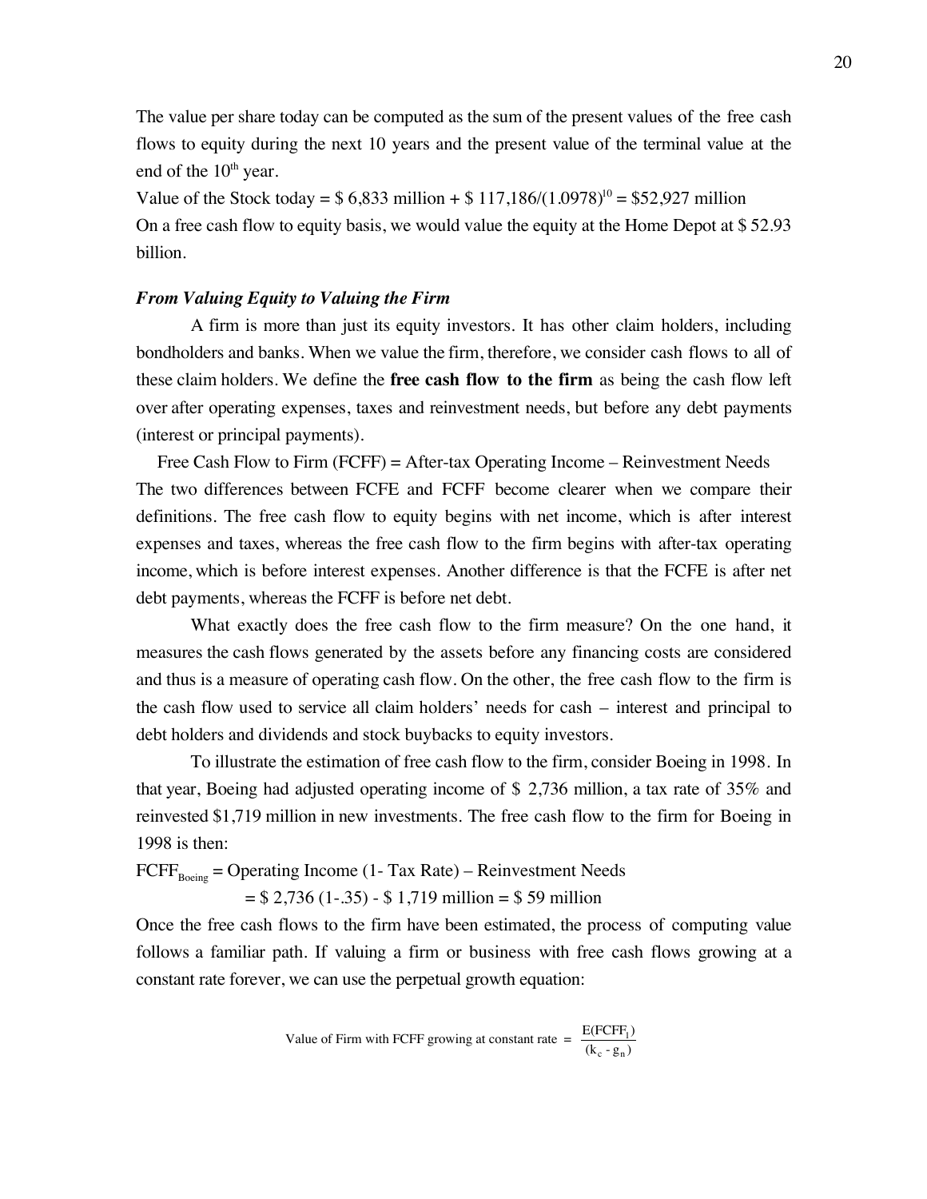The value per share today can be computed as the sum of the present values of the free cash flows to equity during the next 10 years and the present value of the terminal value at the end of the $10^{th}$ year.

Value of the Stock today = \$ 6,833 million + \$ 117,186/$(1.0978)^{10}$ = \$52,927 million

On a free cash flow to equity basis, we would value the equity at the Home Depot at \$ 52.93 billion.

### *From Valuing Equity to Valuing the Firm*

A firm is more than just its equity investors. It has other claim holders, including bondholders and banks. When we value the firm, therefore, we consider cash flows to all of these claim holders. We define the **free cash flow to the firm** as being the cash flow left over after operating expenses, taxes and reinvestment needs, but before any debt payments (interest or principal payments).

Free Cash Flow to Firm (FCFF) = After-tax Operating Income – Reinvestment Needs

The two differences between FCFE and FCFF become clearer when we compare their definitions. The free cash flow to equity begins with net income, which is after interest expenses and taxes, whereas the free cash flow to the firm begins with after-tax operating income, which is before interest expenses. Another difference is that the FCFE is after net debt payments, whereas the FCFF is before net debt.

What exactly does the free cash flow to the firm measure? On the one hand, it measures the cash flows generated by the assets before any financing costs are considered and thus is a measure of operating cash flow. On the other, the free cash flow to the firm is the cash flow used to service all claim holders' needs for cash – interest and principal to debt holders and dividends and stock buybacks to equity investors.

To illustrate the estimation of free cash flow to the firm, consider Boeing in 1998. In that year, Boeing had adjusted operating income of \$ 2,736 million, a tax rate of 35% and reinvested \$1,719 million in new investments. The free cash flow to the firm for Boeing in 1998 is then:

$FCFF_{Boeing}$ = Operating Income (1- Tax Rate) – Reinvestment Needs

= \$ 2,736 (1-.35) - \$ 1,719 million = \$ 59 million

Once the free cash flows to the firm have been estimated, the process of computing value follows a familiar path. If valuing a firm or business with free cash flows growing at a constant rate forever, we can use the perpetual growth equation:

$$\text{Value of Firm with FCFF growing at constant rate} = \frac{E(FCFF_1)}{(k_c - g_n)}$$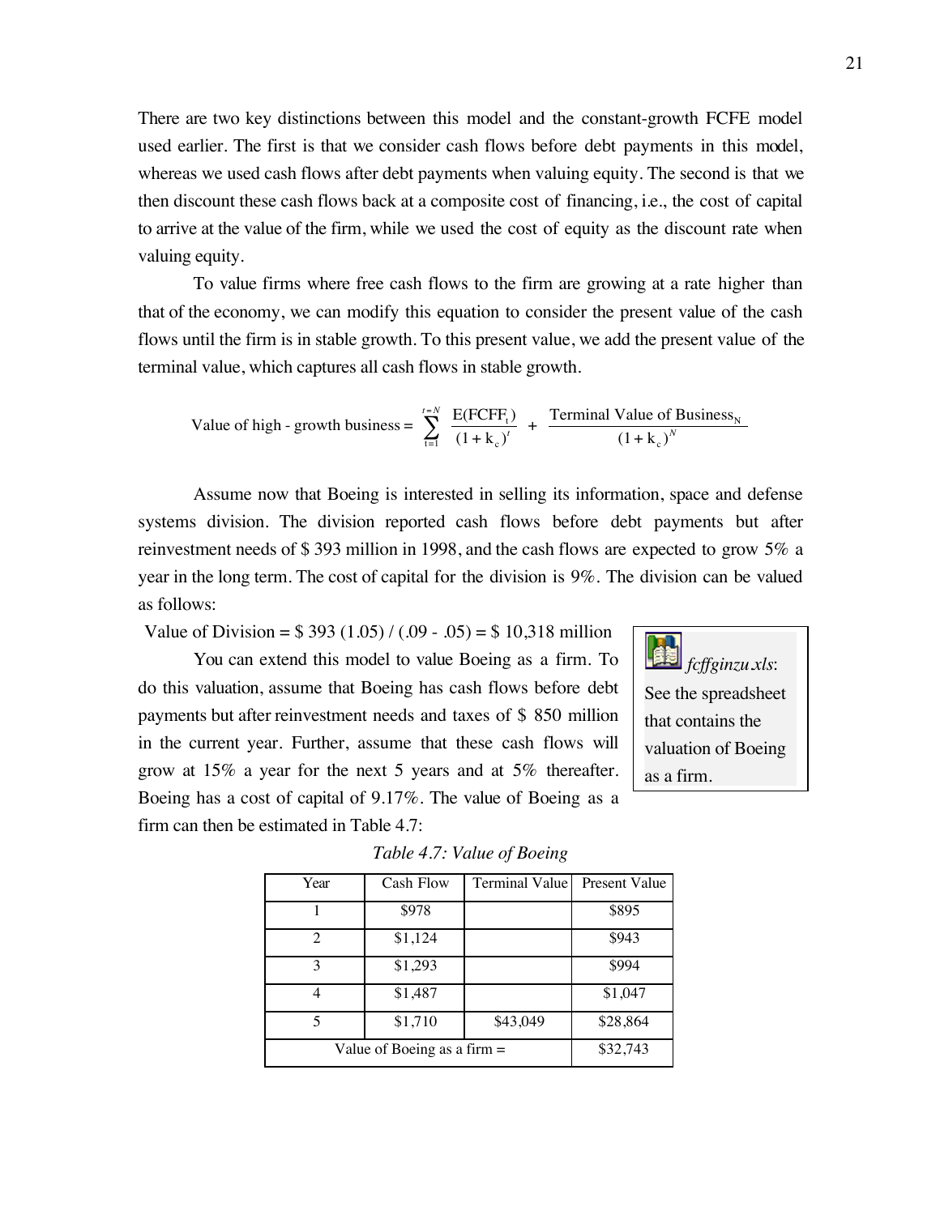There are two key distinctions between this model and the constant-growth FCFE model used earlier. The first is that we consider cash flows before debt payments in this model, whereas we used cash flows after debt payments when valuing equity. The second is that we then discount these cash flows back at a composite cost of financing, i.e., the cost of capital to arrive at the value of the firm, while we used the cost of equity as the discount rate when valuing equity.

To value firms where free cash flows to the firm are growing at a rate higher than that of the economy, we can modify this equation to consider the present value of the cash flows until the firm is in stable growth. To this present value, we add the present value of the terminal value, which captures all cash flows in stable growth.

$$\text{Value of high - growth business} = \sum_{t=1}^{t=N} \frac{E(FCFF_t)}{(1+k_c)^t} + \frac{\text{Terminal Value of Business}_N}{(1+k_c)^N}$$

Assume now that Boeing is interested in selling its information, space and defense systems division. The division reported cash flows before debt payments but after reinvestment needs of \$ 393 million in 1998, and the cash flows are expected to grow 5% a year in the long term. The cost of capital for the division is 9%. The division can be valued as follows:

Value of Division = \$ 393 (1.05) / (.09 - .05) = \$ 10,318 million

You can extend this model to value Boeing as a firm. To do this valuation, assume that Boeing has cash flows before debt payments but after reinvestment needs and taxes of \$ 850 million in the current year. Further, assume that these cash flows will grow at 15% a year for the next 5 years and at 5% thereafter. Boeing has a cost of capital of 9.17%. The value of Boeing as a firm can then be estimated in Table 4.7:

*fcffginzu.xls*: See the spreadsheet that contains the valuation of Boeing as a firm.

*Table 4.7: Value of Boeing*

| Year | Cash Flow | Terminal Value | Present Value |
|---|---|---|---|
| 1 | \$978 | | \$895 |
| 2 | \$1,124 | | \$943 |
| 3 | \$1,293 | | \$994 |
| 4 | \$1,487 | | \$1,047 |
| 5 | \$1,710 | \$43,049 | \$28,864 |
| Value of Boeing as a firm = | | | \$32,743 |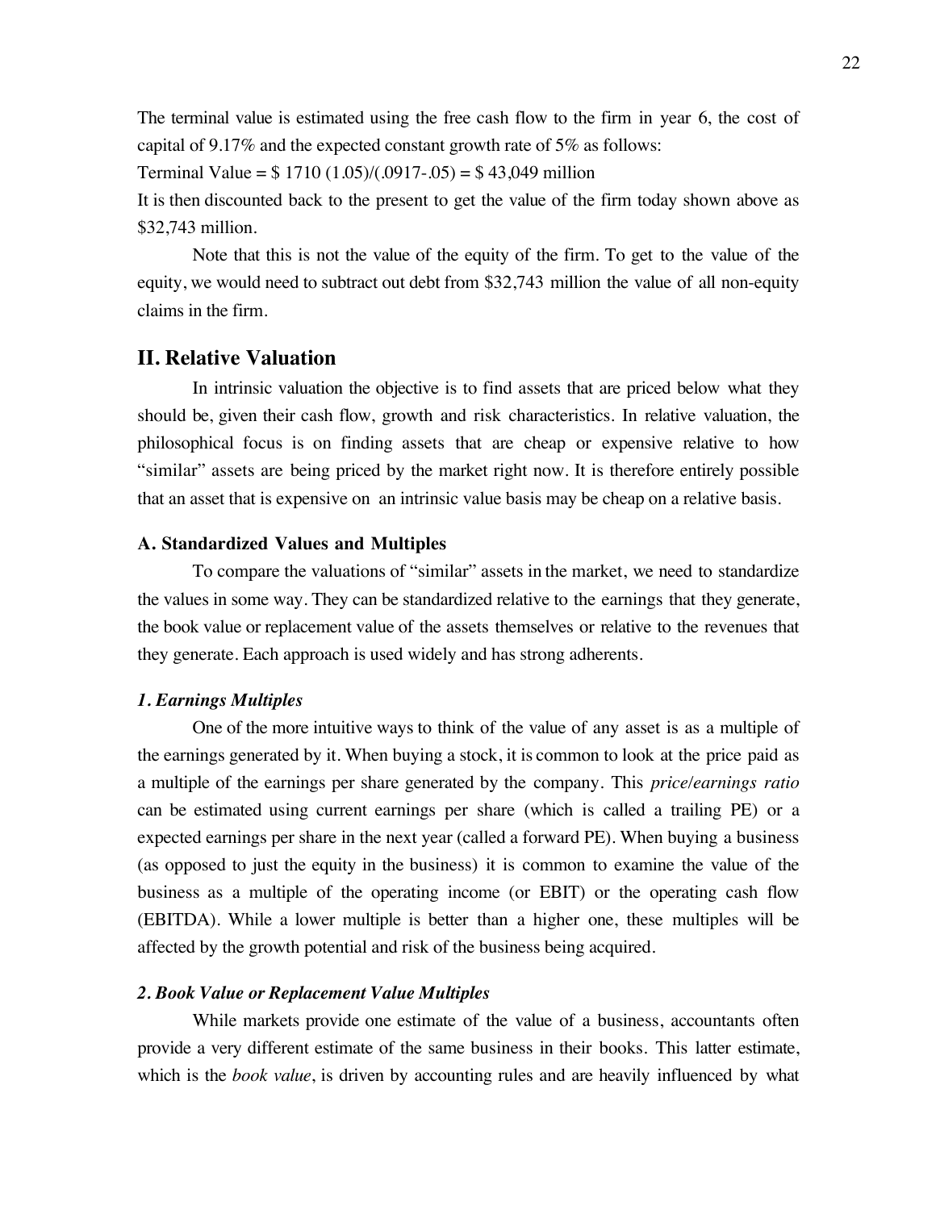The terminal value is estimated using the free cash flow to the firm in year 6, the cost of capital of 9.17% and the expected constant growth rate of 5% as follows:

Terminal Value = $ 1710 (1.05)/(.0917-.05) = $ 43,049 million

It is then discounted back to the present to get the value of the firm today shown above as $32,743 million.

Note that this is not the value of the equity of the firm. To get to the value of the equity, we would need to subtract out debt from $32,743 million the value of all non-equity claims in the firm.

## II. Relative Valuation

In intrinsic valuation the objective is to find assets that are priced below what they should be, given their cash flow, growth and risk characteristics. In relative valuation, the philosophical focus is on finding assets that are cheap or expensive relative to how "similar" assets are being priced by the market right now. It is therefore entirely possible that an asset that is expensive on an intrinsic value basis may be cheap on a relative basis.

### A. Standardized Values and Multiples

To compare the valuations of "similar" assets in the market, we need to standardize the values in some way. They can be standardized relative to the earnings that they generate, the book value or replacement value of the assets themselves or relative to the revenues that they generate. Each approach is used widely and has strong adherents.

#### *1. Earnings Multiples*

One of the more intuitive ways to think of the value of any asset is as a multiple of the earnings generated by it. When buying a stock, it is common to look at the price paid as a multiple of the earnings per share generated by the company. This *price/earnings ratio* can be estimated using current earnings per share (which is called a trailing PE) or a expected earnings per share in the next year (called a forward PE). When buying a business (as opposed to just the equity in the business) it is common to examine the value of the business as a multiple of the operating income (or EBIT) or the operating cash flow (EBITDA). While a lower multiple is better than a higher one, these multiples will be affected by the growth potential and risk of the business being acquired.

#### *2. Book Value or Replacement Value Multiples*

While markets provide one estimate of the value of a business, accountants often provide a very different estimate of the same business in their books. This latter estimate, which is the *book value*, is driven by accounting rules and are heavily influenced by what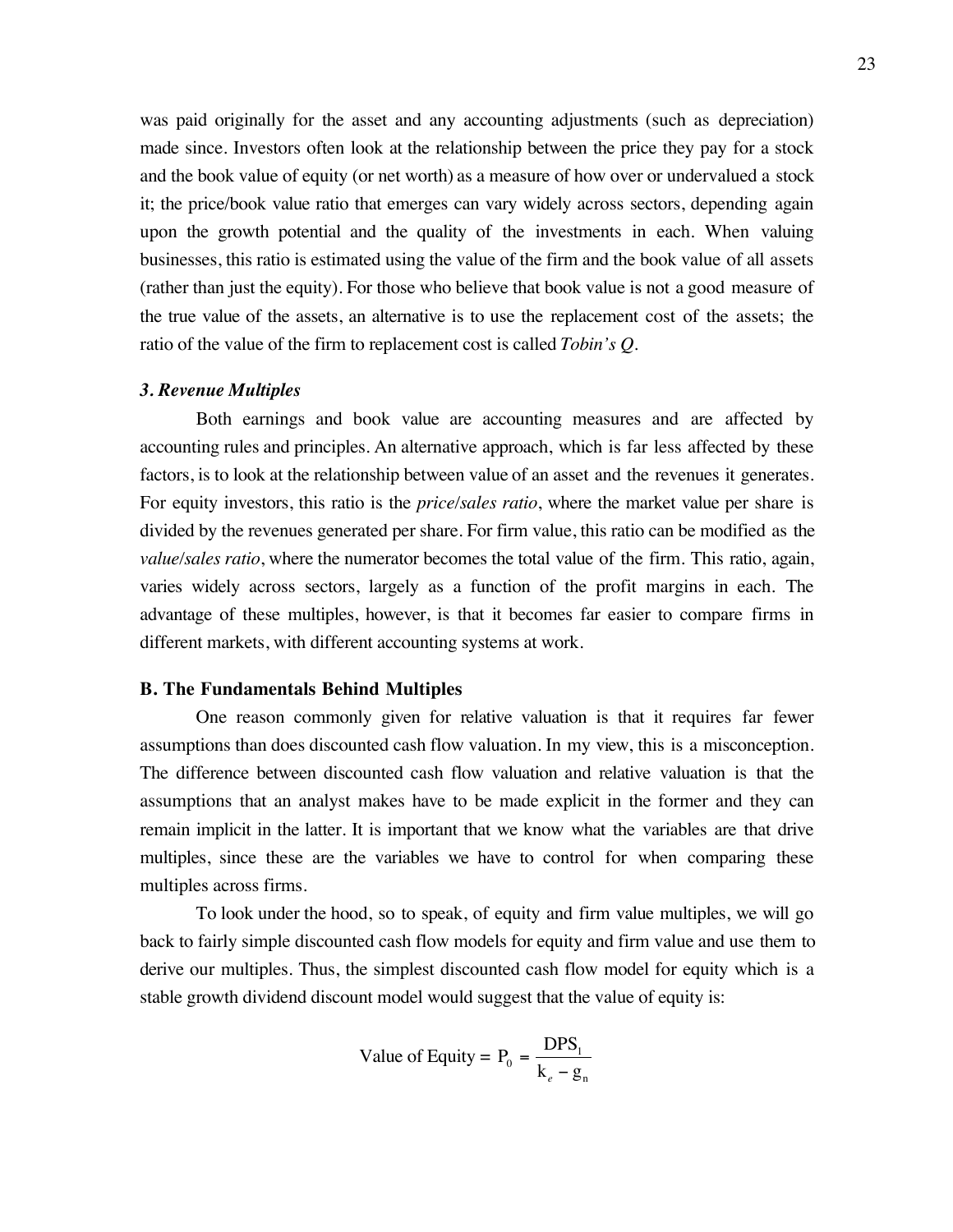was paid originally for the asset and any accounting adjustments (such as depreciation) made since. Investors often look at the relationship between the price they pay for a stock and the book value of equity (or net worth) as a measure of how over or undervalued a stock it; the price/book value ratio that emerges can vary widely across sectors, depending again upon the growth potential and the quality of the investments in each. When valuing businesses, this ratio is estimated using the value of the firm and the book value of all assets (rather than just the equity). For those who believe that book value is not a good measure of the true value of the assets, an alternative is to use the replacement cost of the assets; the ratio of the value of the firm to replacement cost is called *Tobin's Q*.

### *3. Revenue Multiples*

Both earnings and book value are accounting measures and are affected by accounting rules and principles. An alternative approach, which is far less affected by these factors, is to look at the relationship between value of an asset and the revenues it generates. For equity investors, this ratio is the *price/sales ratio*, where the market value per share is divided by the revenues generated per share. For firm value, this ratio can be modified as the *value/sales ratio*, where the numerator becomes the total value of the firm. This ratio, again, varies widely across sectors, largely as a function of the profit margins in each. The advantage of these multiples, however, is that it becomes far easier to compare firms in different markets, with different accounting systems at work.

## B. The Fundamentals Behind Multiples

One reason commonly given for relative valuation is that it requires far fewer assumptions than does discounted cash flow valuation. In my view, this is a misconception. The difference between discounted cash flow valuation and relative valuation is that the assumptions that an analyst makes have to be made explicit in the former and they can remain implicit in the latter. It is important that we know what the variables are that drive multiples, since these are the variables we have to control for when comparing these multiples across firms.

To look under the hood, so to speak, of equity and firm value multiples, we will go back to fairly simple discounted cash flow models for equity and firm value and use them to derive our multiples. Thus, the simplest discounted cash flow model for equity which is a stable growth dividend discount model would suggest that the value of equity is:

$$\text{Value of Equity} = P_0 = \frac{DPS_1}{k_e - g_n}$$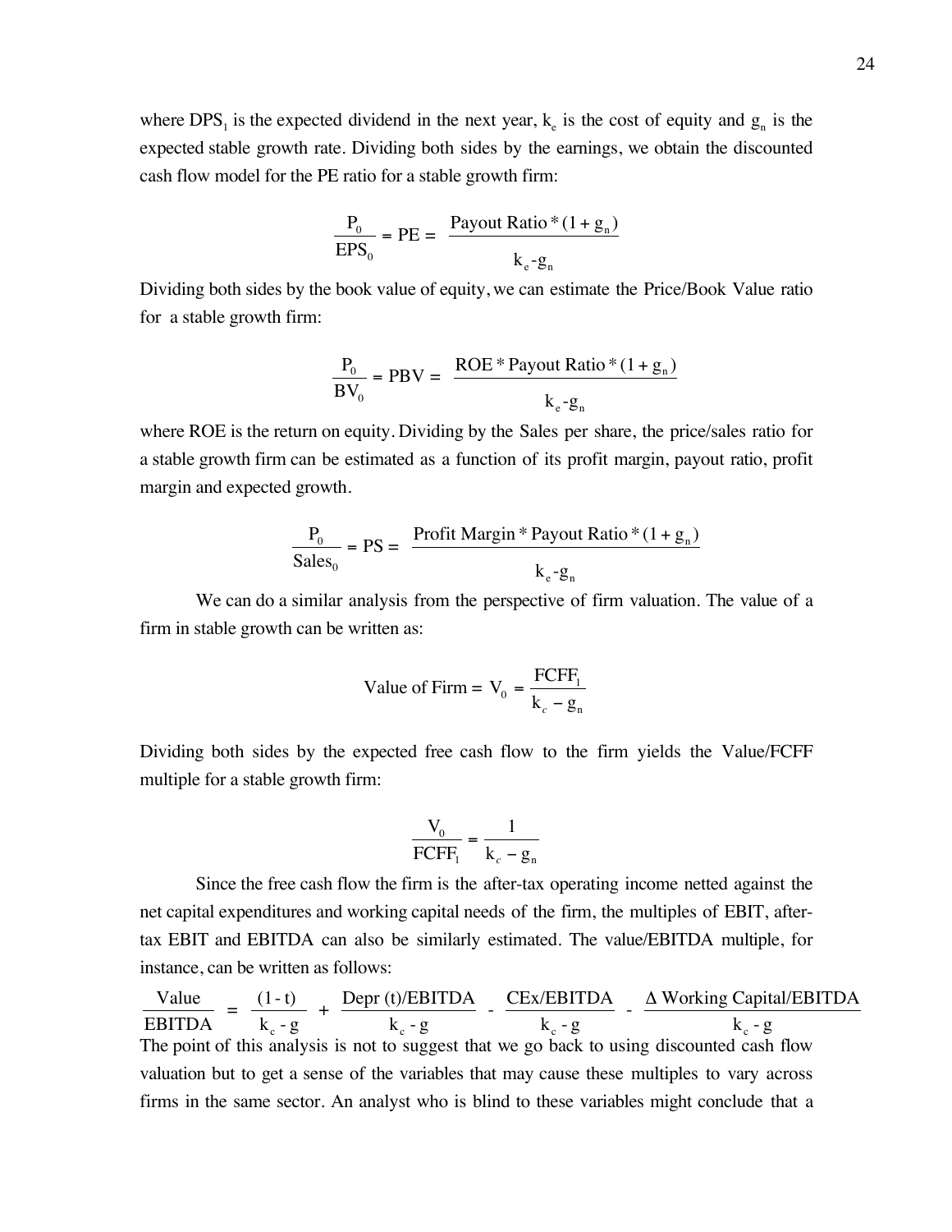where $DPS_1$ is the expected dividend in the next year, $k_e$ is the cost of equity and $g_n$ is the expected stable growth rate. Dividing both sides by the earnings, we obtain the discounted cash flow model for the PE ratio for a stable growth firm:

$$\frac{P_0}{EPS_0} = PE = \frac{\text{Payout Ratio} * (1 + g_n)}{k_e - g_n}$$

Dividing both sides by the book value of equity, we can estimate the Price/Book Value ratio for a stable growth firm:

$$\frac{P_0}{BV_0} = PBV = \frac{ROE * \text{Payout Ratio} * (1 + g_n)}{k_e - g_n}$$

where ROE is the return on equity. Dividing by the Sales per share, the price/sales ratio for a stable growth firm can be estimated as a function of its profit margin, payout ratio, profit margin and expected growth.

$$\frac{P_0}{Sales_0} = PS = \frac{\text{Profit Margin} * \text{Payout Ratio} * (1 + g_n)}{k_e - g_n}$$

We can do a similar analysis from the perspective of firm valuation. The value of a firm in stable growth can be written as:

$$\text{Value of Firm} = V_0 = \frac{FCFF_1}{k_c - g_n}$$

Dividing both sides by the expected free cash flow to the firm yields the Value/FCFF multiple for a stable growth firm:

$$\frac{V_0}{FCFF_1} = \frac{1}{k_c - g_n}$$

Since the free cash flow the firm is the after-tax operating income netted against the net capital expenditures and working capital needs of the firm, the multiples of EBIT, after-tax EBIT and EBITDA can also be similarly estimated. The value/EBITDA multiple, for instance, can be written as follows:

$$\frac{\text{Value}}{\text{EBITDA}} = \frac{(1 - t)}{k_c - g} + \frac{\text{Depr (t)/EBITDA}}{k_c - g} - \frac{\text{CEx/EBITDA}}{k_c - g} - \frac{\Delta \text{ Working Capital/EBITDA}}{k_c - g}$$

The point of this analysis is not to suggest that we go back to using discounted cash flow valuation but to get a sense of the variables that may cause these multiples to vary across firms in the same sector. An analyst who is blind to these variables might conclude that a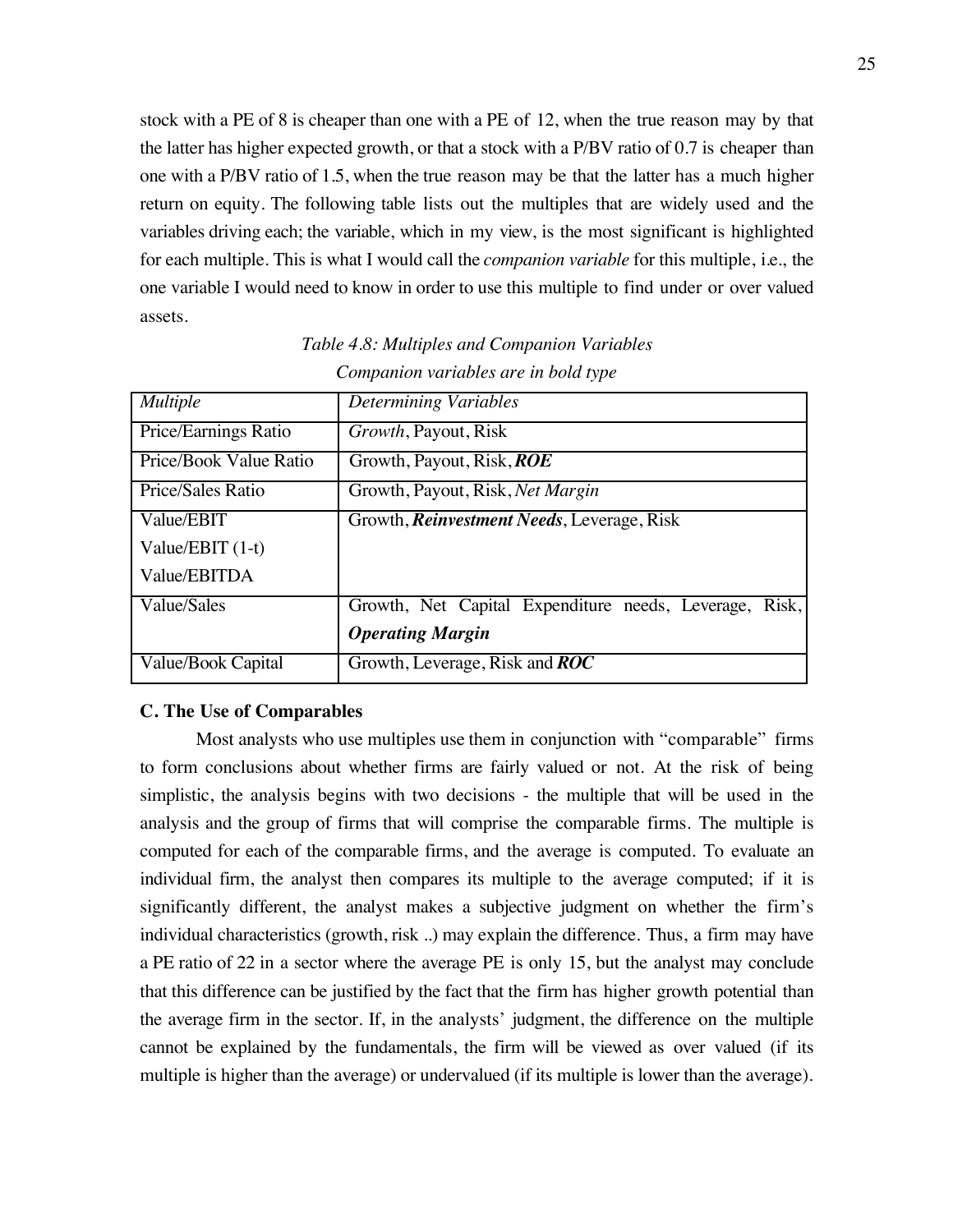stock with a PE of 8 is cheaper than one with a PE of 12, when the true reason may by that the latter has higher expected growth, or that a stock with a P/BV ratio of 0.7 is cheaper than one with a P/BV ratio of 1.5, when the true reason may be that the latter has a much higher return on equity. The following table lists out the multiples that are widely used and the variables driving each; the variable, which in my view, is the most significant is highlighted for each multiple. This is what I would call the *companion variable* for this multiple, i.e., the one variable I would need to know in order to use this multiple to find under or over valued assets.

*Table 4.8: Multiples and Companion Variables*
*Companion variables are in bold type*

| *Multiple* | *Determining Variables* |
|---|---|
| Price/Earnings Ratio | *Growth*, Payout, Risk |
| Price/Book Value Ratio | Growth, Payout, Risk, ***ROE*** |
| Price/Sales Ratio | Growth, Payout, Risk, *Net Margin* |
| Value/EBIT<br>Value/EBIT (1-t)<br>Value/EBITDA | Growth, ***Reinvestment Needs***, Leverage, Risk |
| Value/Sales | Growth, Net Capital Expenditure needs, Leverage, Risk, ***Operating Margin*** |
| Value/Book Capital | Growth, Leverage, Risk and ***ROC*** |

### C. The Use of Comparables

Most analysts who use multiples use them in conjunction with "comparable" firms to form conclusions about whether firms are fairly valued or not. At the risk of being simplistic, the analysis begins with two decisions - the multiple that will be used in the analysis and the group of firms that will comprise the comparable firms. The multiple is computed for each of the comparable firms, and the average is computed. To evaluate an individual firm, the analyst then compares its multiple to the average computed; if it is significantly different, the analyst makes a subjective judgment on whether the firm's individual characteristics (growth, risk ..) may explain the difference. Thus, a firm may have a PE ratio of 22 in a sector where the average PE is only 15, but the analyst may conclude that this difference can be justified by the fact that the firm has higher growth potential than the average firm in the sector. If, in the analysts' judgment, the difference on the multiple cannot be explained by the fundamentals, the firm will be viewed as over valued (if its multiple is higher than the average) or undervalued (if its multiple is lower than the average).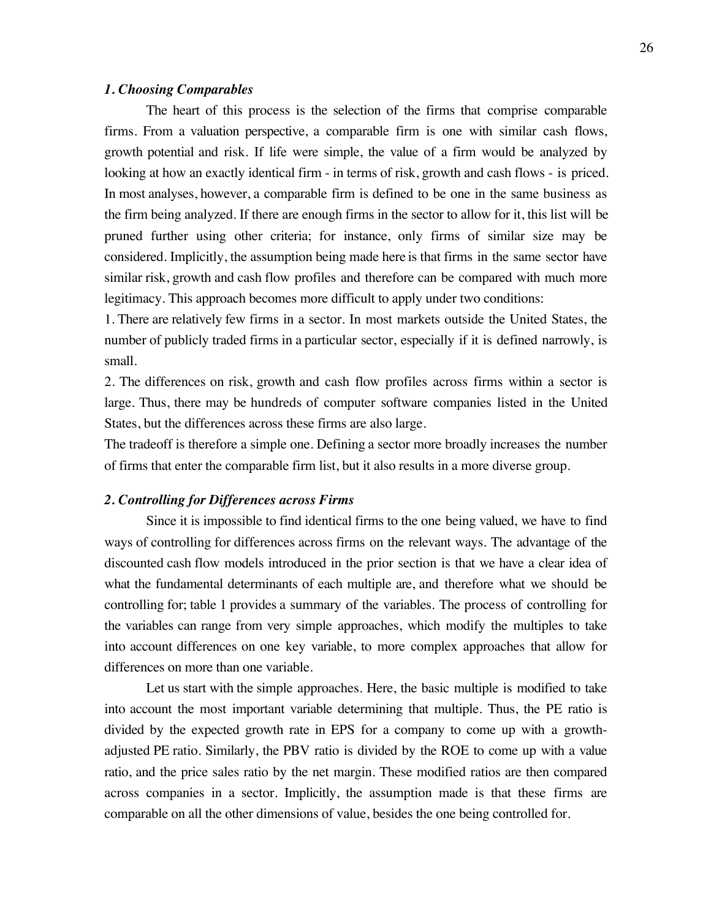### *1. Choosing Comparables*

The heart of this process is the selection of the firms that comprise comparable firms. From a valuation perspective, a comparable firm is one with similar cash flows, growth potential and risk. If life were simple, the value of a firm would be analyzed by looking at how an exactly identical firm - in terms of risk, growth and cash flows - is priced. In most analyses, however, a comparable firm is defined to be one in the same business as the firm being analyzed. If there are enough firms in the sector to allow for it, this list will be pruned further using other criteria; for instance, only firms of similar size may be considered. Implicitly, the assumption being made here is that firms in the same sector have similar risk, growth and cash flow profiles and therefore can be compared with much more legitimacy. This approach becomes more difficult to apply under two conditions:

1. There are relatively few firms in a sector. In most markets outside the United States, the number of publicly traded firms in a particular sector, especially if it is defined narrowly, is small.
2. The differences on risk, growth and cash flow profiles across firms within a sector is large. Thus, there may be hundreds of computer software companies listed in the United States, but the differences across these firms are also large.

The tradeoff is therefore a simple one. Defining a sector more broadly increases the number of firms that enter the comparable firm list, but it also results in a more diverse group.

### *2. Controlling for Differences across Firms*

Since it is impossible to find identical firms to the one being valued, we have to find ways of controlling for differences across firms on the relevant ways. The advantage of the discounted cash flow models introduced in the prior section is that we have a clear idea of what the fundamental determinants of each multiple are, and therefore what we should be controlling for; table 1 provides a summary of the variables. The process of controlling for the variables can range from very simple approaches, which modify the multiples to take into account differences on one key variable, to more complex approaches that allow for differences on more than one variable.

Let us start with the simple approaches. Here, the basic multiple is modified to take into account the most important variable determining that multiple. Thus, the PE ratio is divided by the expected growth rate in EPS for a company to come up with a growth-adjusted PE ratio. Similarly, the PBV ratio is divided by the ROE to come up with a value ratio, and the price sales ratio by the net margin. These modified ratios are then compared across companies in a sector. Implicitly, the assumption made is that these firms are comparable on all the other dimensions of value, besides the one being controlled for.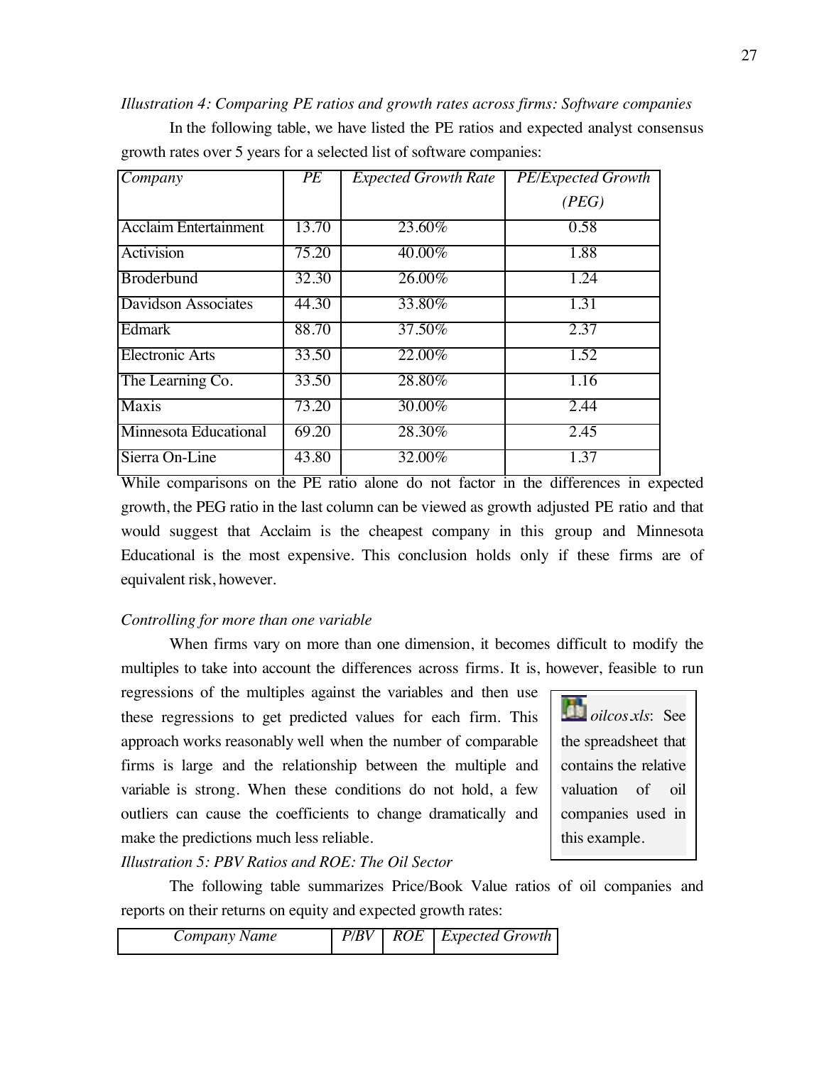*Illustration 4: Comparing PE ratios and growth rates across firms: Software companies*

In the following table, we have listed the PE ratios and expected analyst consensus growth rates over 5 years for a selected list of software companies:

| *Company* | *PE* | *Expected Growth Rate* | *PE/Expected Growth (PEG)* |
|---|---|---|---|
| Acclaim Entertainment | 13.70 | 23.60% | 0.58 |
| Activision | 75.20 | 40.00% | 1.88 |
| Broderbund | 32.30 | 26.00% | 1.24 |
| Davidson Associates | 44.30 | 33.80% | 1.31 |
| Edmark | 88.70 | 37.50% | 2.37 |
| Electronic Arts | 33.50 | 22.00% | 1.52 |
| The Learning Co. | 33.50 | 28.80% | 1.16 |
| Maxis | 73.20 | 30.00% | 2.44 |
| Minnesota Educational | 69.20 | 28.30% | 2.45 |
| Sierra On-Line | 43.80 | 32.00% | 1.37 |

While comparisons on the PE ratio alone do not factor in the differences in expected growth, the PEG ratio in the last column can be viewed as growth adjusted PE ratio and that would suggest that Acclaim is the cheapest company in this group and Minnesota Educational is the most expensive. This conclusion holds only if these firms are of equivalent risk, however.

*Controlling for more than one variable*

When firms vary on more than one dimension, it becomes difficult to modify the multiples to take into account the differences across firms. It is, however, feasible to run regressions of the multiples against the variables and then use these regressions to get predicted values for each firm. This approach works reasonably well when the number of comparable firms is large and the relationship between the multiple and variable is strong. When these conditions do not hold, a few outliers can cause the coefficients to change dramatically and make the predictions much less reliable.

> *oilcos.xls*: See the spreadsheet that contains the relative valuation of oil companies used in this example.

*Illustration 5: PBV Ratios and ROE: The Oil Sector*

The following table summarizes Price/Book Value ratios of oil companies and reports on their returns on equity and expected growth rates:

| *Company Name* | *P/BV* | *ROE* | *Expected Growth* |
|---|---|---|---|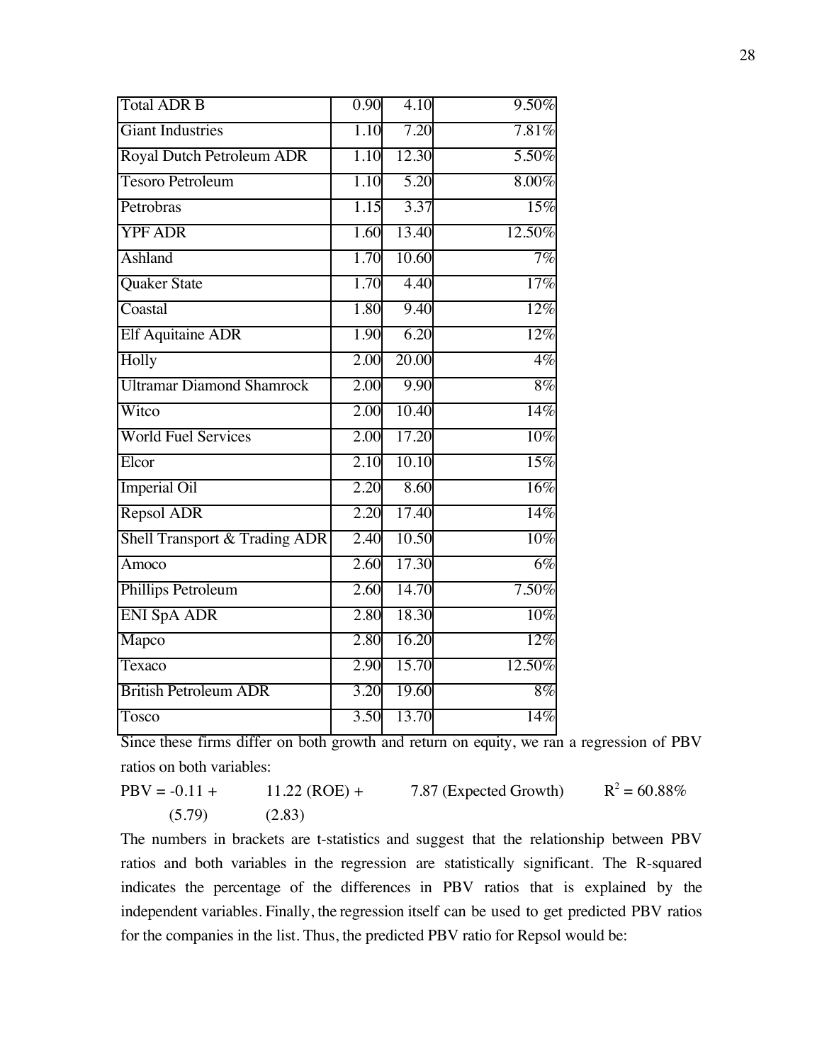| | | | |
|---|---|---|---|
| Total ADR B | 0.90 | 4.10 | 9.50% |
| Giant Industries | 1.10 | 7.20 | 7.81% |
| Royal Dutch Petroleum ADR | 1.10 | 12.30 | 5.50% |
| Tesoro Petroleum | 1.10 | 5.20 | 8.00% |
| Petrobras | 1.15 | 3.37 | 15% |
| YPF ADR | 1.60 | 13.40 | 12.50% |
| Ashland | 1.70 | 10.60 | 7% |
| Quaker State | 1.70 | 4.40 | 17% |
| Coastal | 1.80 | 9.40 | 12% |
| Elf Aquitaine ADR | 1.90 | 6.20 | 12% |
| Holly | 2.00 | 20.00 | 4% |
| Ultramar Diamond Shamrock | 2.00 | 9.90 | 8% |
| Witco | 2.00 | 10.40 | 14% |
| World Fuel Services | 2.00 | 17.20 | 10% |
| Elcor | 2.10 | 10.10 | 15% |
| Imperial Oil | 2.20 | 8.60 | 16% |
| Repsol ADR | 2.20 | 17.40 | 14% |
| Shell Transport & Trading ADR | 2.40 | 10.50 | 10% |
| Amoco | 2.60 | 17.30 | 6% |
| Phillips Petroleum | 2.60 | 14.70 | 7.50% |
| ENI SpA ADR | 2.80 | 18.30 | 10% |
| Mapco | 2.80 | 16.20 | 12% |
| Texaco | 2.90 | 15.70 | 12.50% |
| British Petroleum ADR | 3.20 | 19.60 | 8% |
| Tosco | 3.50 | 13.70 | 14% |

Since these firms differ on both growth and return on equity, we ran a regression of PBV ratios on both variables:

$$\text{PBV} = -0.11 + 11.22\ (\text{ROE}) + 7.87\ (\text{Expected Growth}) \qquad R^2 = 60.88\%$$

$$(5.79) \qquad (2.83)$$

The numbers in brackets are t-statistics and suggest that the relationship between PBV ratios and both variables in the regression are statistically significant. The R-squared indicates the percentage of the differences in PBV ratios that is explained by the independent variables. Finally, the regression itself can be used to get predicted PBV ratios for the companies in the list. Thus, the predicted PBV ratio for Repsol would be: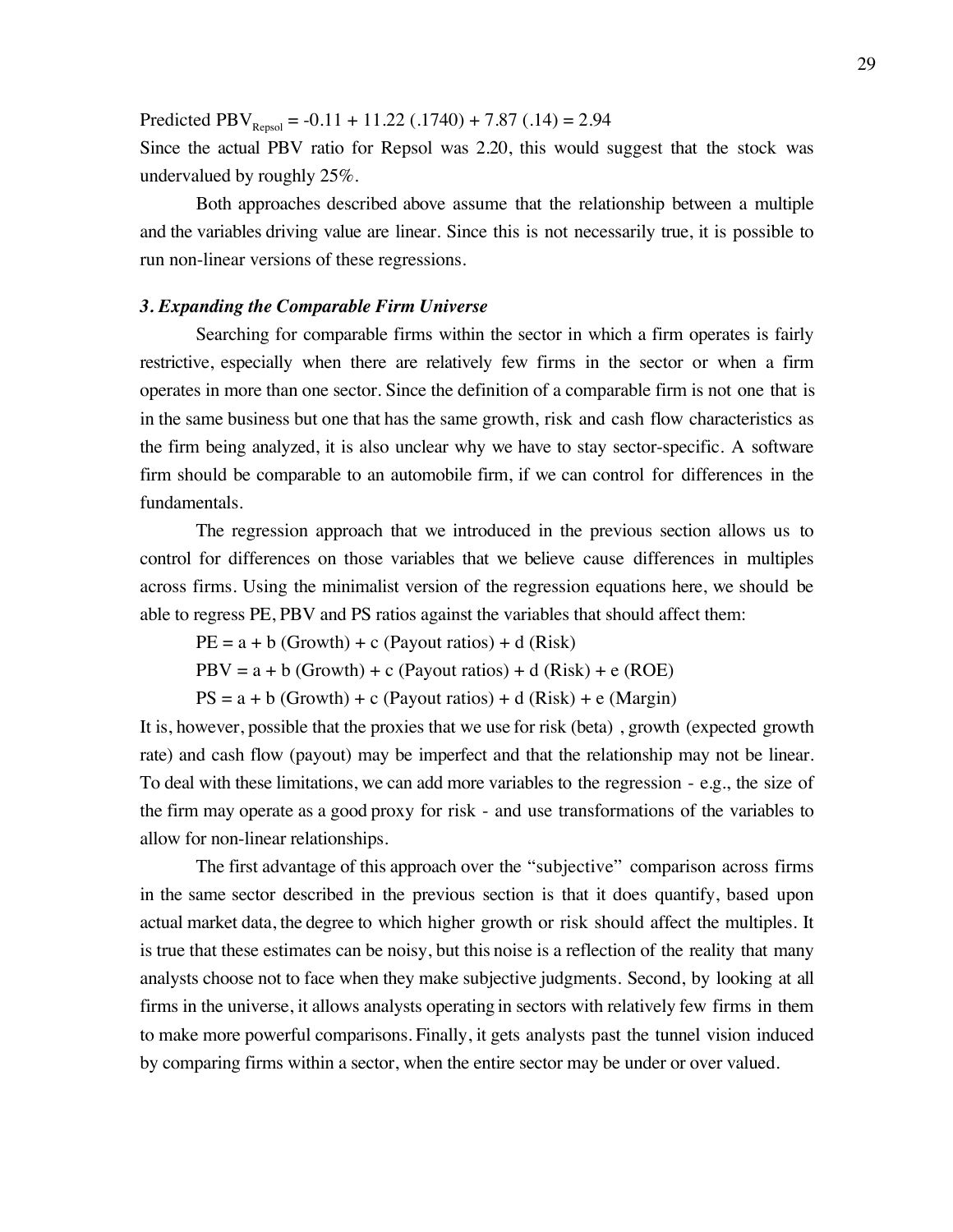$\text{Predicted PBV}_{\text{Repsol}} = -0.11 + 11.22\ (.1740) + 7.87\ (.14) = 2.94$

Since the actual PBV ratio for Repsol was 2.20, this would suggest that the stock was undervalued by roughly 25%.

Both approaches described above assume that the relationship between a multiple and the variables driving value are linear. Since this is not necessarily true, it is possible to run non-linear versions of these regressions.

### *3. Expanding the Comparable Firm Universe*

Searching for comparable firms within the sector in which a firm operates is fairly restrictive, especially when there are relatively few firms in the sector or when a firm operates in more than one sector. Since the definition of a comparable firm is not one that is in the same business but one that has the same growth, risk and cash flow characteristics as the firm being analyzed, it is also unclear why we have to stay sector-specific. A software firm should be comparable to an automobile firm, if we can control for differences in the fundamentals.

The regression approach that we introduced in the previous section allows us to control for differences on those variables that we believe cause differences in multiples across firms. Using the minimalist version of the regression equations here, we should be able to regress PE, PBV and PS ratios against the variables that should affect them:

$$PE = a + b\ (\text{Growth}) + c\ (\text{Payout ratios}) + d\ (\text{Risk})$$

$$PBV = a + b\ (\text{Growth}) + c\ (\text{Payout ratios}) + d\ (\text{Risk}) + e\ (\text{ROE})$$

$$PS = a + b\ (\text{Growth}) + c\ (\text{Payout ratios}) + d\ (\text{Risk}) + e\ (\text{Margin})$$

It is, however, possible that the proxies that we use for risk (beta) , growth (expected growth rate) and cash flow (payout) may be imperfect and that the relationship may not be linear. To deal with these limitations, we can add more variables to the regression - e.g., the size of the firm may operate as a good proxy for risk - and use transformations of the variables to allow for non-linear relationships.

The first advantage of this approach over the "subjective" comparison across firms in the same sector described in the previous section is that it does quantify, based upon actual market data, the degree to which higher growth or risk should affect the multiples. It is true that these estimates can be noisy, but this noise is a reflection of the reality that many analysts choose not to face when they make subjective judgments. Second, by looking at all firms in the universe, it allows analysts operating in sectors with relatively few firms in them to make more powerful comparisons. Finally, it gets analysts past the tunnel vision induced by comparing firms within a sector, when the entire sector may be under or over valued.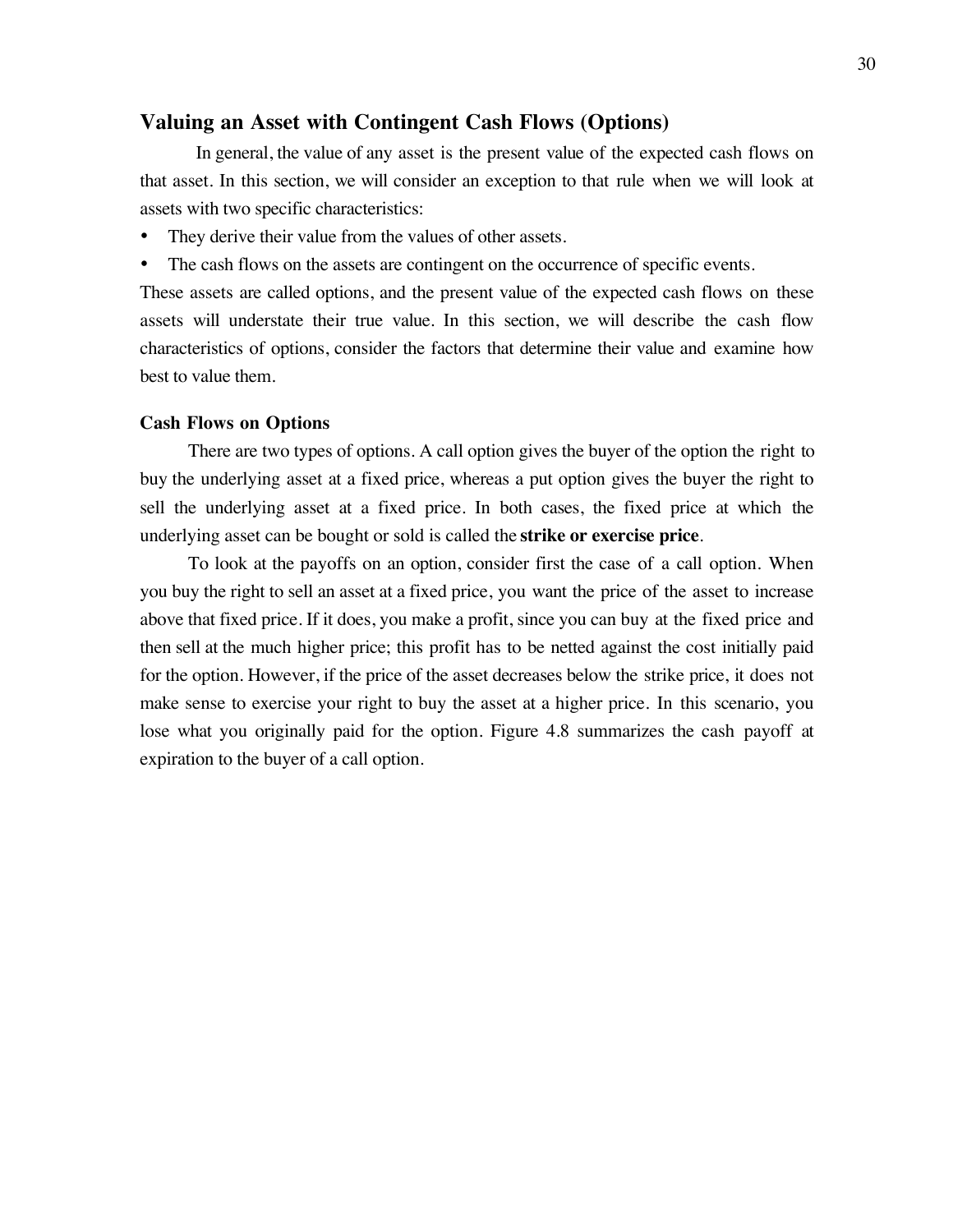## Valuing an Asset with Contingent Cash Flows (Options)

In general, the value of any asset is the present value of the expected cash flows on that asset. In this section, we will consider an exception to that rule when we will look at assets with two specific characteristics:

- They derive their value from the values of other assets.
- The cash flows on the assets are contingent on the occurrence of specific events.

These assets are called options, and the present value of the expected cash flows on these assets will understate their true value. In this section, we will describe the cash flow characteristics of options, consider the factors that determine their value and examine how best to value them.

### Cash Flows on Options

There are two types of options. A call option gives the buyer of the option the right to buy the underlying asset at a fixed price, whereas a put option gives the buyer the right to sell the underlying asset at a fixed price. In both cases, the fixed price at which the underlying asset can be bought or sold is called the **strike or exercise price**.

To look at the payoffs on an option, consider first the case of a call option. When you buy the right to sell an asset at a fixed price, you want the price of the asset to increase above that fixed price. If it does, you make a profit, since you can buy at the fixed price and then sell at the much higher price; this profit has to be netted against the cost initially paid for the option. However, if the price of the asset decreases below the strike price, it does not make sense to exercise your right to buy the asset at a higher price. In this scenario, you lose what you originally paid for the option. Figure 4.8 summarizes the cash payoff at expiration to the buyer of a call option.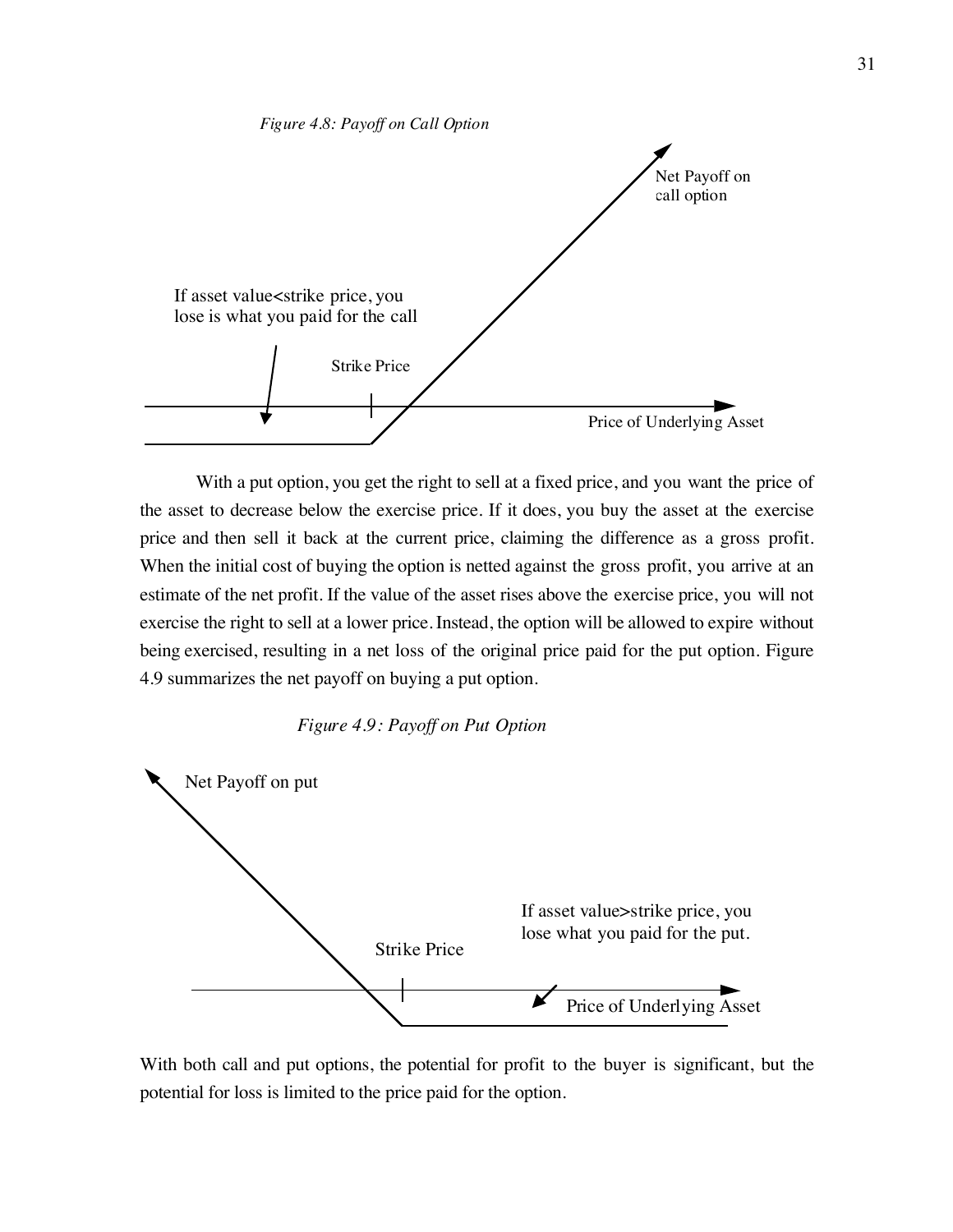*Figure 4.8: Payoff on Call Option*

Net Payoff on call option

If asset value<strike price, you lose is what you paid for the call

Strike Price

Price of Underlying Asset

With a put option, you get the right to sell at a fixed price, and you want the price of the asset to decrease below the exercise price. If it does, you buy the asset at the exercise price and then sell it back at the current price, claiming the difference as a gross profit. When the initial cost of buying the option is netted against the gross profit, you arrive at an estimate of the net profit. If the value of the asset rises above the exercise price, you will not exercise the right to sell at a lower price. Instead, the option will be allowed to expire without being exercised, resulting in a net loss of the original price paid for the put option. Figure 4.9 summarizes the net payoff on buying a put option.

*Figure 4.9: Payoff on Put Option*

Net Payoff on put

If asset value>strike price, you lose what you paid for the put.

Strike Price

Price of Underlying Asset

With both call and put options, the potential for profit to the buyer is significant, but the potential for loss is limited to the price paid for the option.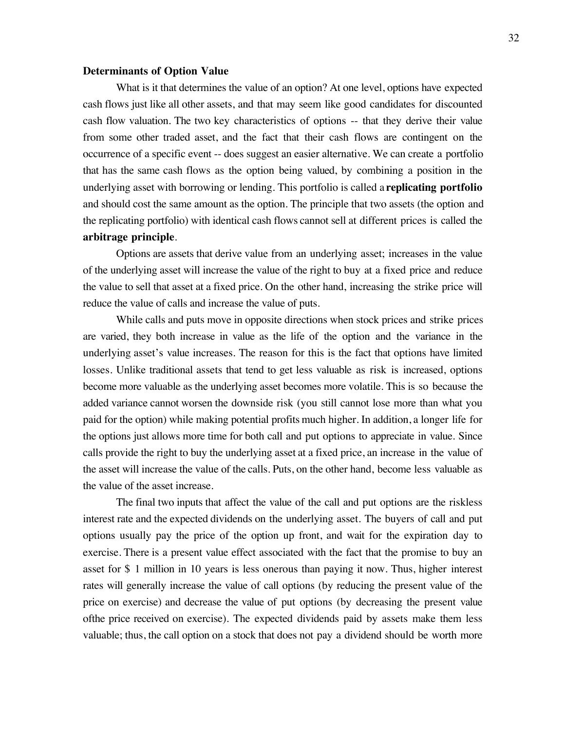**Determinants of Option Value**

What is it that determines the value of an option? At one level, options have expected cash flows just like all other assets, and that may seem like good candidates for discounted cash flow valuation. The two key characteristics of options -- that they derive their value from some other traded asset, and the fact that their cash flows are contingent on the occurrence of a specific event -- does suggest an easier alternative. We can create a portfolio that has the same cash flows as the option being valued, by combining a position in the underlying asset with borrowing or lending. This portfolio is called a **replicating portfolio** and should cost the same amount as the option. The principle that two assets (the option and the replicating portfolio) with identical cash flows cannot sell at different prices is called the **arbitrage principle**.

Options are assets that derive value from an underlying asset; increases in the value of the underlying asset will increase the value of the right to buy at a fixed price and reduce the value to sell that asset at a fixed price. On the other hand, increasing the strike price will reduce the value of calls and increase the value of puts.

While calls and puts move in opposite directions when stock prices and strike prices are varied, they both increase in value as the life of the option and the variance in the underlying asset's value increases. The reason for this is the fact that options have limited losses. Unlike traditional assets that tend to get less valuable as risk is increased, options become more valuable as the underlying asset becomes more volatile. This is so because the added variance cannot worsen the downside risk (you still cannot lose more than what you paid for the option) while making potential profits much higher. In addition, a longer life for the options just allows more time for both call and put options to appreciate in value. Since calls provide the right to buy the underlying asset at a fixed price, an increase in the value of the asset will increase the value of the calls. Puts, on the other hand, become less valuable as the value of the asset increase.

The final two inputs that affect the value of the call and put options are the riskless interest rate and the expected dividends on the underlying asset. The buyers of call and put options usually pay the price of the option up front, and wait for the expiration day to exercise. There is a present value effect associated with the fact that the promise to buy an asset for $ 1 million in 10 years is less onerous than paying it now. Thus, higher interest rates will generally increase the value of call options (by reducing the present value of the price on exercise) and decrease the value of put options (by decreasing the present value ofthe price received on exercise). The expected dividends paid by assets make them less valuable; thus, the call option on a stock that does not pay a dividend should be worth more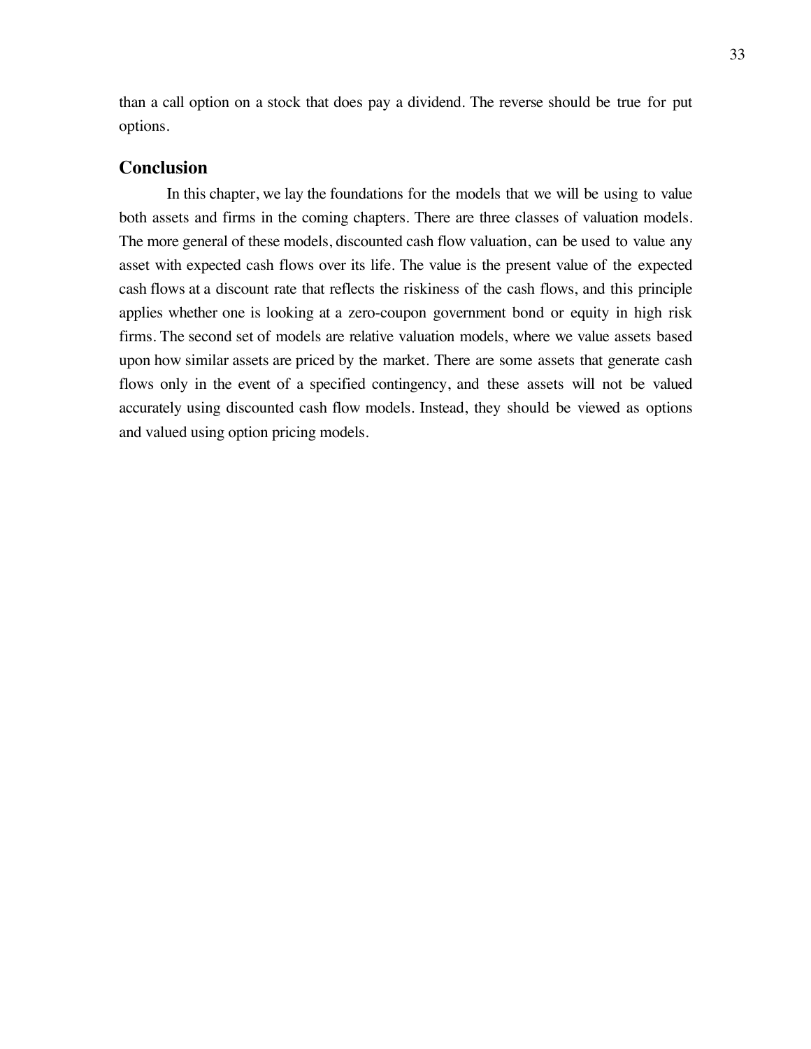than a call option on a stock that does pay a dividend. The reverse should be true for put options.

## Conclusion

In this chapter, we lay the foundations for the models that we will be using to value both assets and firms in the coming chapters. There are three classes of valuation models. The more general of these models, discounted cash flow valuation, can be used to value any asset with expected cash flows over its life. The value is the present value of the expected cash flows at a discount rate that reflects the riskiness of the cash flows, and this principle applies whether one is looking at a zero-coupon government bond or equity in high risk firms. The second set of models are relative valuation models, where we value assets based upon how similar assets are priced by the market. There are some assets that generate cash flows only in the event of a specified contingency, and these assets will not be valued accurately using discounted cash flow models. Instead, they should be viewed as options and valued using option pricing models.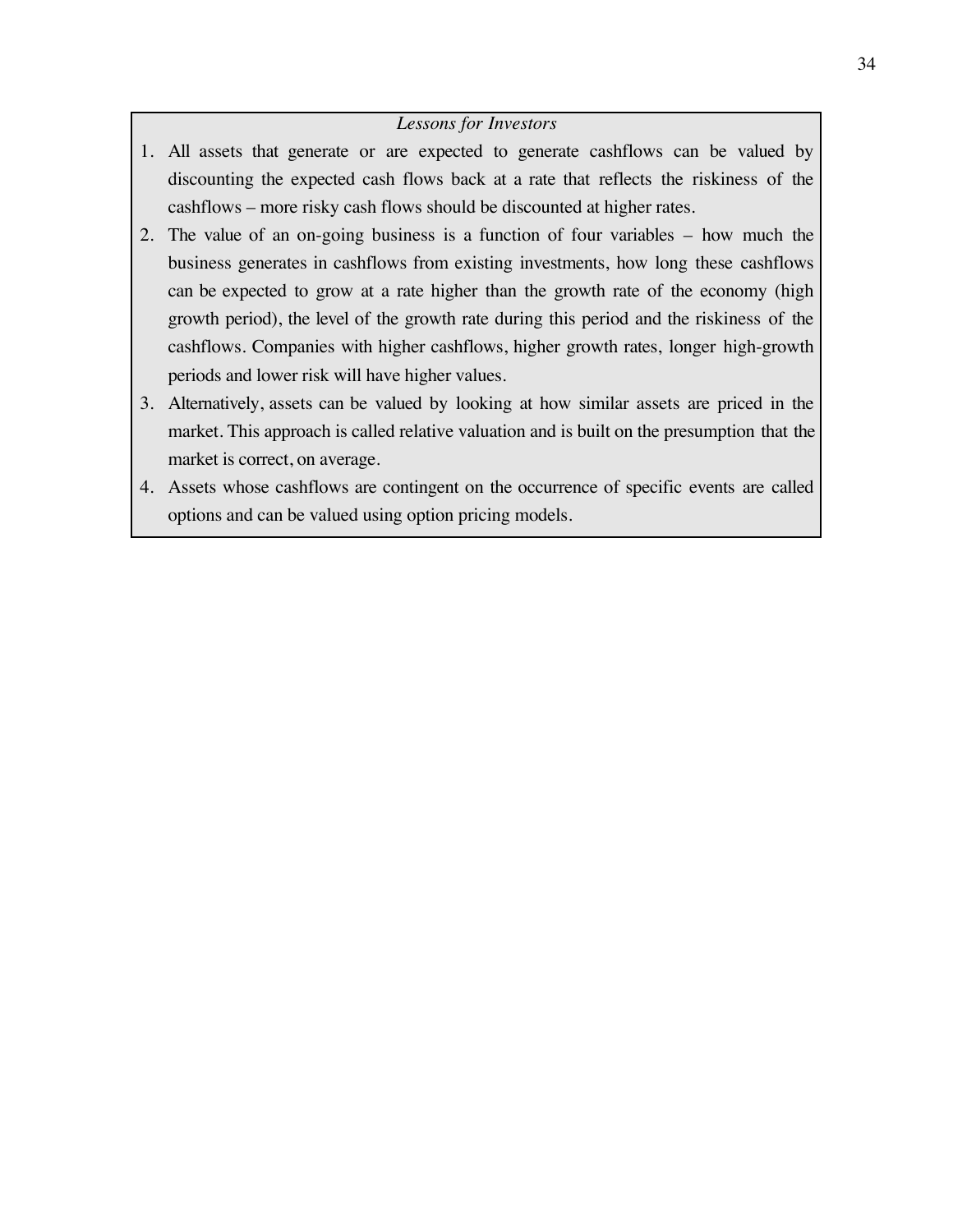*Lessons for Investors*

1. All assets that generate or are expected to generate cashflows can be valued by discounting the expected cash flows back at a rate that reflects the riskiness of the cashflows – more risky cash flows should be discounted at higher rates.
2. The value of an on-going business is a function of four variables – how much the business generates in cashflows from existing investments, how long these cashflows can be expected to grow at a rate higher than the growth rate of the economy (high growth period), the level of the growth rate during this period and the riskiness of the cashflows. Companies with higher cashflows, higher growth rates, longer high-growth periods and lower risk will have higher values.
3. Alternatively, assets can be valued by looking at how similar assets are priced in the market. This approach is called relative valuation and is built on the presumption that the market is correct, on average.
4. Assets whose cashflows are contingent on the occurrence of specific events are called options and can be valued using option pricing models.